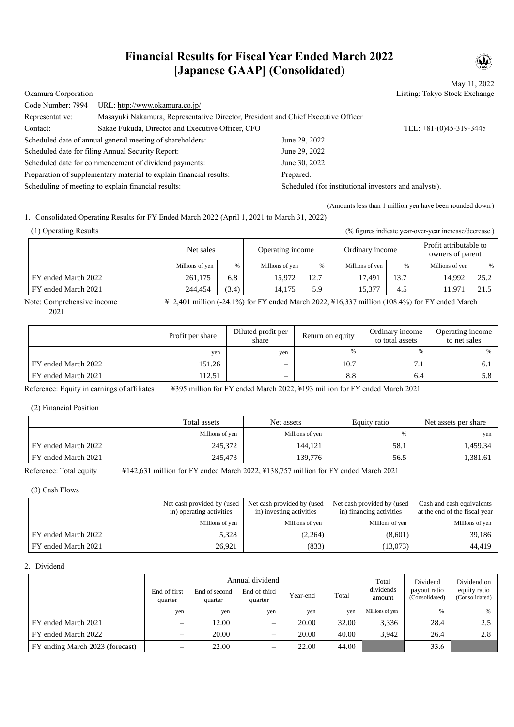# Financial Results for Fiscal Year Ended March 2022 [Japanese GAAP] (Consolidated)

May 11, 2022

Okamura Corporation — Listing: Tokyo Stock Exchange

| | | |
|---|---|---|
| Code Number: 7994 | URL: http://www.okamura.co.jp/ | |
| Representative: | Masayuki Nakamura, Representative Director, President and Chief Executive Officer | |
| Contact: | Sakae Fukuda, Director and Executive Officer, CFO | TEL: +81-(0)45-319-3445 |

| | |
|---|---|
| Scheduled date of annual general meeting of shareholders: | June 29, 2022 |
| Scheduled date for filing Annual Security Report: | June 29, 2022 |
| Scheduled date for commencement of dividend payments: | June 30, 2022 |
| Preparation of supplementary material to explain financial results: | Prepared. |
| Scheduling of meeting to explain financial results: | Scheduled (for institutional investors and analysts). |

(Amounts less than 1 million yen have been rounded down.)

## 1. Consolidated Operating Results for FY Ended March 2022 (April 1, 2021 to March 31, 2022)

### (1) Operating Results

(% figures indicate year-over-year increase/decrease.)

| | Net sales | | Operating income | | Ordinary income | | Profit attributable to owners of parent | |
|---|---|---|---|---|---|---|---|---|
| | Millions of yen | % | Millions of yen | % | Millions of yen | % | Millions of yen | % |
| FY ended March 2022 | 261,175 | 6.8 | 15,972 | 12.7 | 17,491 | 13.7 | 14,992 | 25.2 |
| FY ended March 2021 | 244,454 | (3.4) | 14,175 | 5.9 | 15,377 | 4.5 | 11,971 | 21.5 |

Note: Comprehensive income ¥12,401 million (-24.1%) for FY ended March 2022, ¥16,337 million (108.4%) for FY ended March 2021

| | Profit per share | Diluted profit per share | Return on equity | Ordinary income to total assets | Operating income to net sales |
|---|---|---|---|---|---|
| | yen | yen | % | % | % |
| FY ended March 2022 | 151.26 | – | 10.7 | 7.1 | 6.1 |
| FY ended March 2021 | 112.51 | – | 8.8 | 6.4 | 5.8 |

Reference: Equity in earnings of affiliates ¥395 million for FY ended March 2022, ¥193 million for FY ended March 2021

### (2) Financial Position

| | Total assets | Net assets | Equity ratio | Net assets per share |
|---|---|---|---|---|
| | Millions of yen | Millions of yen | % | yen |
| FY ended March 2022 | 245,372 | 144,121 | 58.1 | 1,459.34 |
| FY ended March 2021 | 245,473 | 139,776 | 56.5 | 1,381.61 |

Reference: Total equity ¥142,631 million for FY ended March 2022, ¥138,757 million for FY ended March 2021

### (3) Cash Flows

| | Net cash provided by (used in) operating activities | Net cash provided by (used in) investing activities | Net cash provided by (used in) financing activities | Cash and cash equivalents at the end of the fiscal year |
|---|---|---|---|---|
| | Millions of yen | Millions of yen | Millions of yen | Millions of yen |
| FY ended March 2022 | 5,328 | (2,264) | (8,601) | 39,186 |
| FY ended March 2021 | 26,921 | (833) | (13,073) | 44,419 |

## 2. Dividend

| | Annual dividend | | | | | Total dividends amount | Dividend payout ratio (Consolidated) | Dividend on equity ratio (Consolidated) |
|---|---|---|---|---|---|---|---|---|
| | End of first quarter | End of second quarter | End of third quarter | Year-end | Total | | | |
| | yen | yen | yen | yen | yen | Millions of yen | % | % |
| FY ended March 2021 | – | 12.00 | – | 20.00 | 32.00 | 3,336 | 28.4 | 2.5 |
| FY ended March 2022 | – | 20.00 | – | 20.00 | 40.00 | 3,942 | 26.4 | 2.8 |
| FY ending March 2023 (forecast) | – | 22.00 | – | 22.00 | 44.00 | | 33.6 | |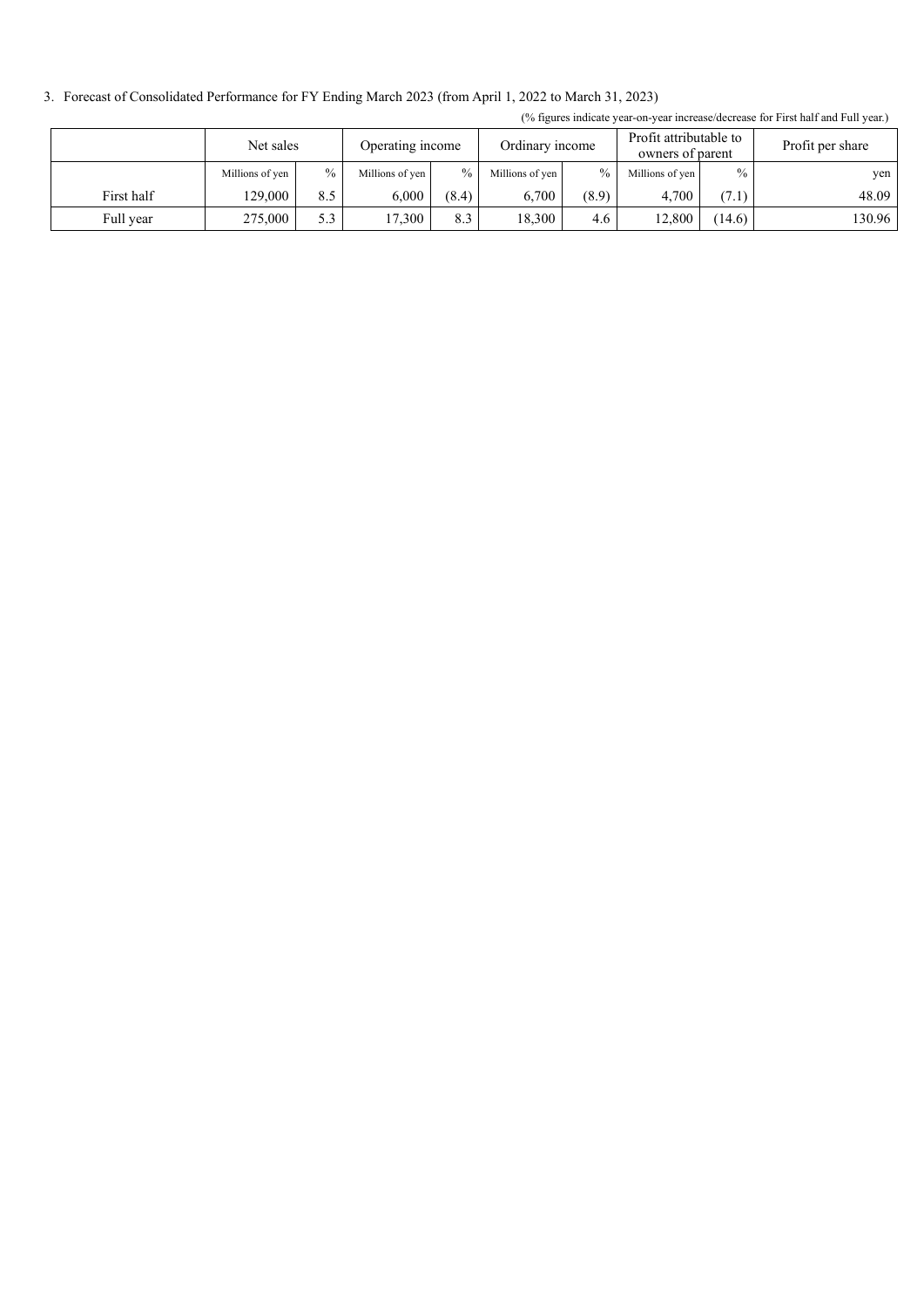3. Forecast of Consolidated Performance for FY Ending March 2023 (from April 1, 2022 to March 31, 2023)

(% figures indicate year-on-year increase/decrease for First half and Full year.)

| | Net sales | | Operating income | | Ordinary income | | Profit attributable to owners of parent | | Profit per share |
|---|---|---|---|---|---|---|---|---|---|
| | Millions of yen | % | Millions of yen | % | Millions of yen | % | Millions of yen | % | yen |
| First half | 129,000 | 8.5 | 6,000 | (8.4) | 6,700 | (8.9) | 4,700 | (7.1) | 48.09 |
| Full year | 275,000 | 5.3 | 17,300 | 8.3 | 18,300 | 4.6 | 12,800 | (14.6) | 130.96 |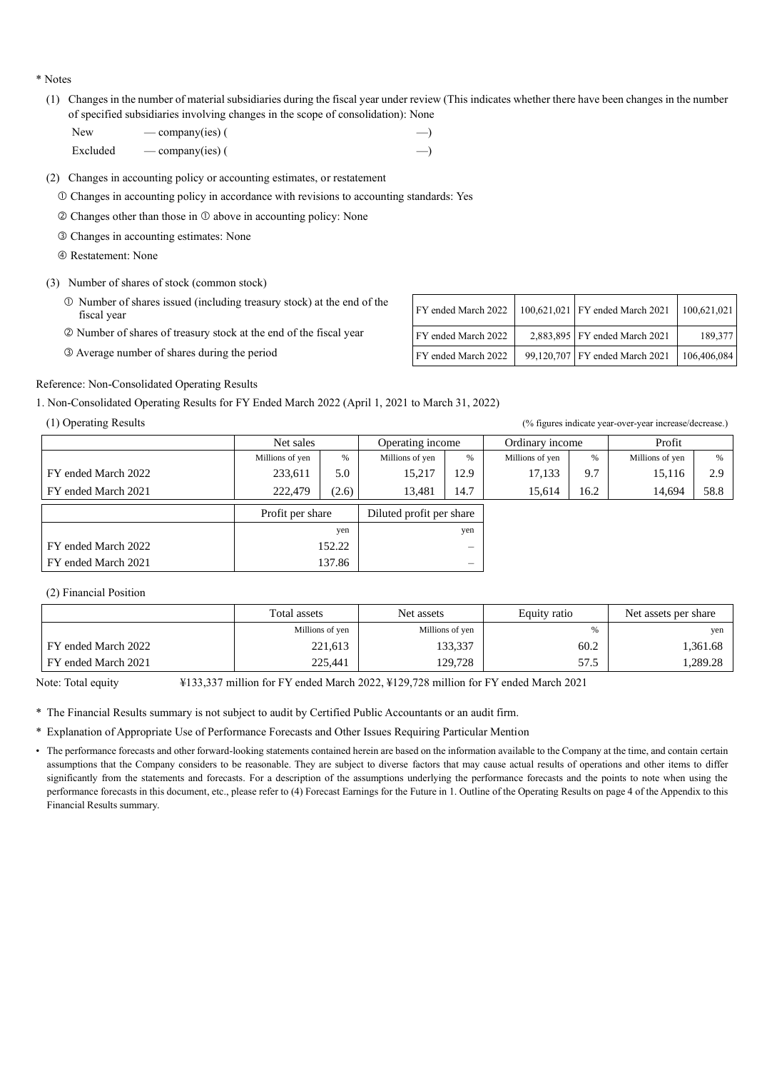\* Notes

(1) Changes in the number of material subsidiaries during the fiscal year under review (This indicates whether there have been changes in the number of specified subsidiaries involving changes in the scope of consolidation): None

New — company(ies) ( —)

Excluded — company(ies) ( —)

(2) Changes in accounting policy or accounting estimates, or restatement

① Changes in accounting policy in accordance with revisions to accounting standards: Yes

② Changes other than those in ① above in accounting policy: None

③ Changes in accounting estimates: None

④ Restatement: None

(3) Number of shares of stock (common stock)

| | | | | |
|---|---|---|---|---|
| ① Number of shares issued (including treasury stock) at the end of the fiscal year | FY ended March 2022 | 100,621,021 | FY ended March 2021 | 100,621,021 |
| ② Number of shares of treasury stock at the end of the fiscal year | FY ended March 2022 | 2,883,895 | FY ended March 2021 | 189,377 |
| ③ Average number of shares during the period | FY ended March 2022 | 99,120,707 | FY ended March 2021 | 106,406,084 |

Reference: Non-Consolidated Operating Results

1. Non-Consolidated Operating Results for FY Ended March 2022 (April 1, 2021 to March 31, 2022)

(1) Operating Results

(% figures indicate year-over-year increase/decrease.)

| | Net sales | | Operating income | | Ordinary income | | Profit | |
|---|---|---|---|---|---|---|---|---|
| | Millions of yen | % | Millions of yen | % | Millions of yen | % | Millions of yen | % |
| FY ended March 2022 | 233,611 | 5.0 | 15,217 | 12.9 | 17,133 | 9.7 | 15,116 | 2.9 |
| FY ended March 2021 | 222,479 | (2.6) | 13,481 | 14.7 | 15,614 | 16.2 | 14,694 | 58.8 |

| | Profit per share | Diluted profit per share |
|---|---|---|
| | yen | yen |
| FY ended March 2022 | 152.22 | – |
| FY ended March 2021 | 137.86 | – |

(2) Financial Position

| | Total assets | Net assets | Equity ratio | Net assets per share |
|---|---|---|---|---|
| | Millions of yen | Millions of yen | % | yen |
| FY ended March 2022 | 221,613 | 133,337 | 60.2 | 1,361.68 |
| FY ended March 2021 | 225,441 | 129,728 | 57.5 | 1,289.28 |

Note: Total equity ¥133,337 million for FY ended March 2022, ¥129,728 million for FY ended March 2021

\* The Financial Results summary is not subject to audit by Certified Public Accountants or an audit firm.

\* Explanation of Appropriate Use of Performance Forecasts and Other Issues Requiring Particular Mention

• The performance forecasts and other forward-looking statements contained herein are based on the information available to the Company at the time, and contain certain assumptions that the Company considers to be reasonable. They are subject to diverse factors that may cause actual results of operations and other items to differ significantly from the statements and forecasts. For a description of the assumptions underlying the performance forecasts and the points to note when using the performance forecasts in this document, etc., please refer to (4) Forecast Earnings for the Future in 1. Outline of the Operating Results on page 4 of the Appendix to this Financial Results summary.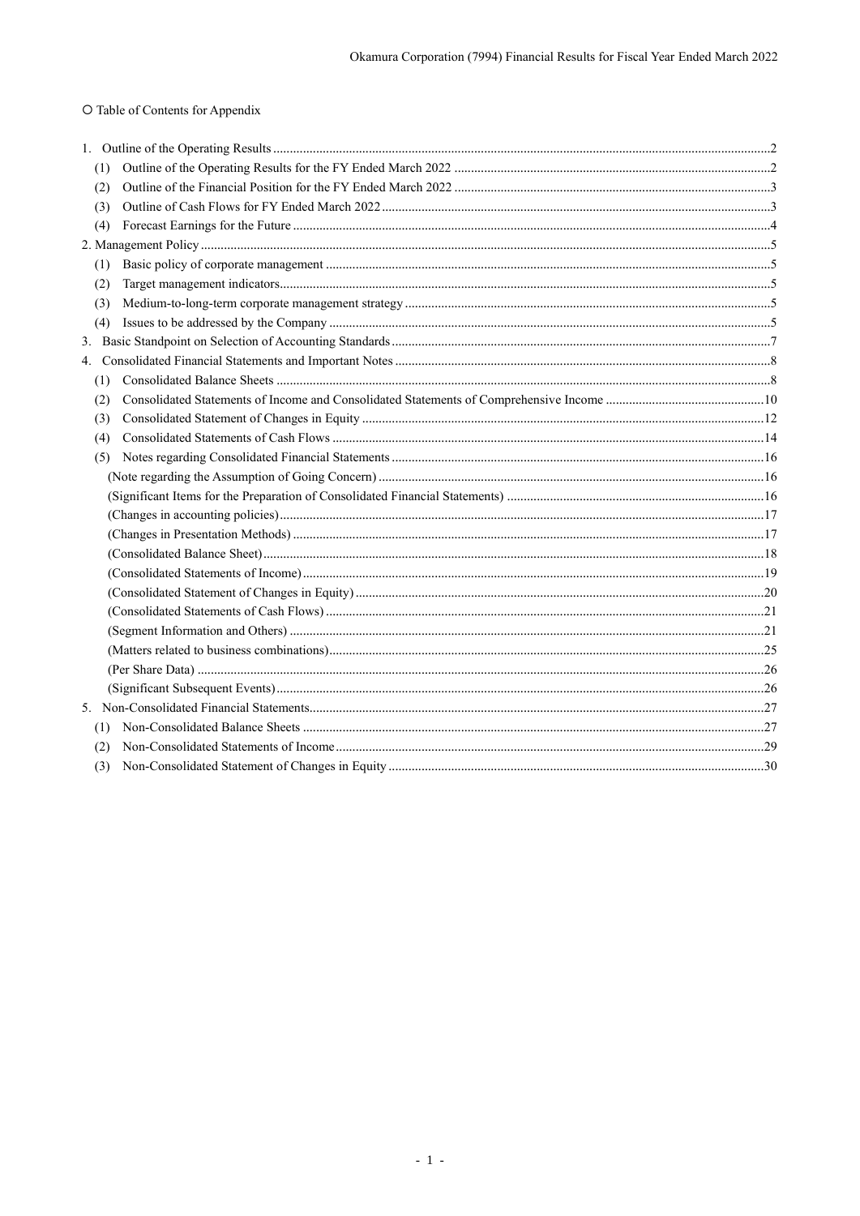○ Table of Contents for Appendix

1. Outline of the Operating Results ..... 2
   (1) Outline of the Operating Results for the FY Ended March 2022 ..... 2
   (2) Outline of the Financial Position for the FY Ended March 2022 ..... 3
   (3) Outline of Cash Flows for FY Ended March 2022 ..... 3
   (4) Forecast Earnings for the Future ..... 4
2. Management Policy ..... 5
   (1) Basic policy of corporate management ..... 5
   (2) Target management indicators ..... 5
   (3) Medium-to-long-term corporate management strategy ..... 5
   (4) Issues to be addressed by the Company ..... 5
3. Basic Standpoint on Selection of Accounting Standards ..... 7
4. Consolidated Financial Statements and Important Notes ..... 8
   (1) Consolidated Balance Sheets ..... 8
   (2) Consolidated Statements of Income and Consolidated Statements of Comprehensive Income ..... 10
   (3) Consolidated Statement of Changes in Equity ..... 12
   (4) Consolidated Statements of Cash Flows ..... 14
   (5) Notes regarding Consolidated Financial Statements ..... 16
      (Note regarding the Assumption of Going Concern) ..... 16
      (Significant Items for the Preparation of Consolidated Financial Statements) ..... 16
      (Changes in accounting policies) ..... 17
      (Changes in Presentation Methods) ..... 17
      (Consolidated Balance Sheet) ..... 18
      (Consolidated Statements of Income) ..... 19
      (Consolidated Statement of Changes in Equity) ..... 20
      (Consolidated Statements of Cash Flows) ..... 21
      (Segment Information and Others) ..... 21
      (Matters related to business combinations) ..... 25
      (Per Share Data) ..... 26
      (Significant Subsequent Events) ..... 26
5. Non-Consolidated Financial Statements ..... 27
   (1) Non-Consolidated Balance Sheets ..... 27
   (2) Non-Consolidated Statements of Income ..... 29
   (3) Non-Consolidated Statement of Changes in Equity ..... 30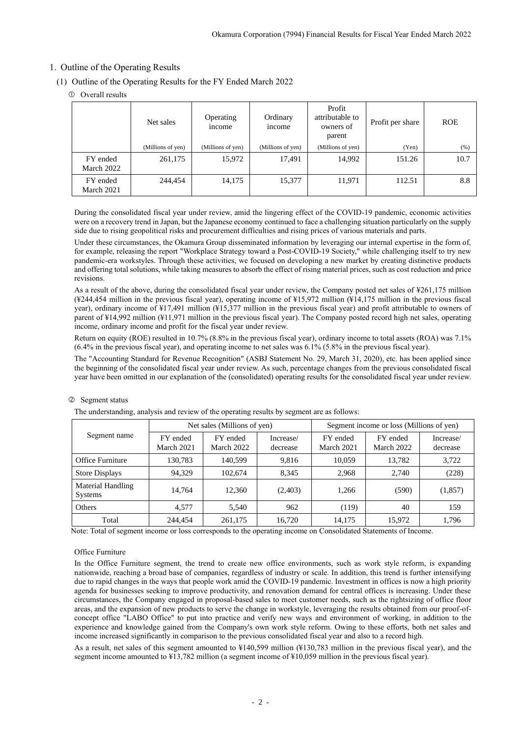## 1. Outline of the Operating Results

### (1) Outline of the Operating Results for the FY Ended March 2022

① Overall results

| | Net sales | Operating income | Ordinary income | Profit attributable to owners of parent | Profit per share | ROE |
|---|---|---|---|---|---|---|
| | (Millions of yen) | (Millions of yen) | (Millions of yen) | (Millions of yen) | (Yen) | (%) |
| FY ended March 2022 | 261,175 | 15,972 | 17,491 | 14,992 | 151.26 | 10.7 |
| FY ended March 2021 | 244,454 | 14,175 | 15,377 | 11,971 | 112.51 | 8.8 |

During the consolidated fiscal year under review, amid the lingering effect of the COVID-19 pandemic, economic activities were on a recovery trend in Japan, but the Japanese economy continued to face a challenging situation particularly on the supply side due to rising geopolitical risks and procurement difficulties and rising prices of various materials and parts.

Under these circumstances, the Okamura Group disseminated information by leveraging our internal expertise in the form of, for example, releasing the report "Workplace Strategy toward a Post-COVID-19 Society," while challenging itself to try new pandemic-era workstyles. Through these activities, we focused on developing a new market by creating distinctive products and offering total solutions, while taking measures to absorb the effect of rising material prices, such as cost reduction and price revisions.

As a result of the above, during the consolidated fiscal year under review, the Company posted net sales of ¥261,175 million (¥244,454 million in the previous fiscal year), operating income of ¥15,972 million (¥14,175 million in the previous fiscal year), ordinary income of ¥17,491 million (¥15,377 million in the previous fiscal year) and profit attributable to owners of parent of ¥14,992 million (¥11,971 million in the previous fiscal year). The Company posted record high net sales, operating income, ordinary income and profit for the fiscal year under review.

Return on equity (ROE) resulted in 10.7% (8.8% in the previous fiscal year), ordinary income to total assets (ROA) was 7.1% (6.4% in the previous fiscal year), and operating income to net sales was 6.1% (5.8% in the previous fiscal year).

The "Accounting Standard for Revenue Recognition" (ASBJ Statement No. 29, March 31, 2020), etc. has been applied since the beginning of the consolidated fiscal year under review. As such, percentage changes from the previous consolidated fiscal year have been omitted in our explanation of the (consolidated) operating results for the consolidated fiscal year under review.

② Segment status

The understanding, analysis and review of the operating results by segment are as follows:

| Segment name | Net sales (Millions of yen) | | | Segment income or loss (Millions of yen) | | |
|---|---|---|---|---|---|---|
| | FY ended March 2021 | FY ended March 2022 | Increase/ decrease | FY ended March 2021 | FY ended March 2022 | Increase/ decrease |
| Office Furniture | 130,783 | 140,599 | 9,816 | 10,059 | 13,782 | 3,722 |
| Store Displays | 94,329 | 102,674 | 8,345 | 2,968 | 2,740 | (228) |
| Material Handling Systems | 14,764 | 12,360 | (2,403) | 1,266 | (590) | (1,857) |
| Others | 4,577 | 5,540 | 962 | (119) | 40 | 159 |
| Total | 244,454 | 261,175 | 16,720 | 14,175 | 15,972 | 1,796 |

Note: Total of segment income or loss corresponds to the operating income on Consolidated Statements of Income.

Office Furniture

In the Office Furniture segment, the trend to create new office environments, such as work style reform, is expanding nationwide, reaching a broad base of companies, regardless of industry or scale. In addition, this trend is further intensifying due to rapid changes in the ways that people work amid the COVID-19 pandemic. Investment in offices is now a high priority agenda for businesses seeking to improve productivity, and renovation demand for central offices is increasing. Under these circumstances, the Company engaged in proposal-based sales to meet customer needs, such as the rightsizing of office floor areas, and the expansion of new products to serve the change in workstyle, leveraging the results obtained from our proof-of-concept office "LABO Office" to put into practice and verify new ways and environment of working, in addition to the experience and knowledge gained from the Company's own work style reform. Owing to these efforts, both net sales and income increased significantly in comparison to the previous consolidated fiscal year and also to a record high.

As a result, net sales of this segment amounted to ¥140,599 million (¥130,783 million in the previous fiscal year), and the segment income amounted to ¥13,782 million (a segment income of ¥10,059 million in the previous fiscal year).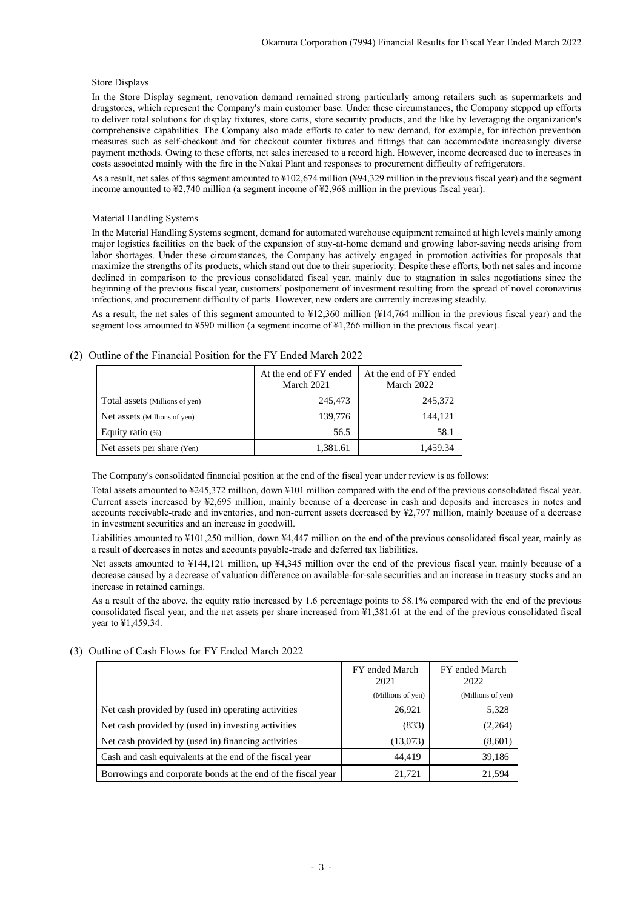Store Displays

In the Store Display segment, renovation demand remained strong particularly among retailers such as supermarkets and drugstores, which represent the Company's main customer base. Under these circumstances, the Company stepped up efforts to deliver total solutions for display fixtures, store carts, store security products, and the like by leveraging the organization's comprehensive capabilities. The Company also made efforts to cater to new demand, for example, for infection prevention measures such as self-checkout and for checkout counter fixtures and fittings that can accommodate increasingly diverse payment methods. Owing to these efforts, net sales increased to a record high. However, income decreased due to increases in costs associated mainly with the fire in the Nakai Plant and responses to procurement difficulty of refrigerators.

As a result, net sales of this segment amounted to ¥102,674 million (¥94,329 million in the previous fiscal year) and the segment income amounted to ¥2,740 million (a segment income of ¥2,968 million in the previous fiscal year).

Material Handling Systems

In the Material Handling Systems segment, demand for automated warehouse equipment remained at high levels mainly among major logistics facilities on the back of the expansion of stay-at-home demand and growing labor-saving needs arising from labor shortages. Under these circumstances, the Company has actively engaged in promotion activities for proposals that maximize the strengths of its products, which stand out due to their superiority. Despite these efforts, both net sales and income declined in comparison to the previous consolidated fiscal year, mainly due to stagnation in sales negotiations since the beginning of the previous fiscal year, customers' postponement of investment resulting from the spread of novel coronavirus infections, and procurement difficulty of parts. However, new orders are currently increasing steadily.

As a result, the net sales of this segment amounted to ¥12,360 million (¥14,764 million in the previous fiscal year) and the segment loss amounted to ¥590 million (a segment income of ¥1,266 million in the previous fiscal year).

(2) Outline of the Financial Position for the FY Ended March 2022

| | At the end of FY ended March 2021 | At the end of FY ended March 2022 |
|---|---|---|
| Total assets (Millions of yen) | 245,473 | 245,372 |
| Net assets (Millions of yen) | 139,776 | 144,121 |
| Equity ratio (%) | 56.5 | 58.1 |
| Net assets per share (Yen) | 1,381.61 | 1,459.34 |

The Company's consolidated financial position at the end of the fiscal year under review is as follows:

Total assets amounted to ¥245,372 million, down ¥101 million compared with the end of the previous consolidated fiscal year. Current assets increased by ¥2,695 million, mainly because of a decrease in cash and deposits and increases in notes and accounts receivable-trade and inventories, and non-current assets decreased by ¥2,797 million, mainly because of a decrease in investment securities and an increase in goodwill.

Liabilities amounted to ¥101,250 million, down ¥4,447 million on the end of the previous consolidated fiscal year, mainly as a result of decreases in notes and accounts payable-trade and deferred tax liabilities.

Net assets amounted to ¥144,121 million, up ¥4,345 million over the end of the previous fiscal year, mainly because of a decrease caused by a decrease of valuation difference on available-for-sale securities and an increase in treasury stocks and an increase in retained earnings.

As a result of the above, the equity ratio increased by 1.6 percentage points to 58.1% compared with the end of the previous consolidated fiscal year, and the net assets per share increased from ¥1,381.61 at the end of the previous consolidated fiscal year to ¥1,459.34.

(3) Outline of Cash Flows for FY Ended March 2022

| | FY ended March 2021 (Millions of yen) | FY ended March 2022 (Millions of yen) |
|---|---|---|
| Net cash provided by (used in) operating activities | 26,921 | 5,328 |
| Net cash provided by (used in) investing activities | (833) | (2,264) |
| Net cash provided by (used in) financing activities | (13,073) | (8,601) |
| Cash and cash equivalents at the end of the fiscal year | 44,419 | 39,186 |
| Borrowings and corporate bonds at the end of the fiscal year | 21,721 | 21,594 |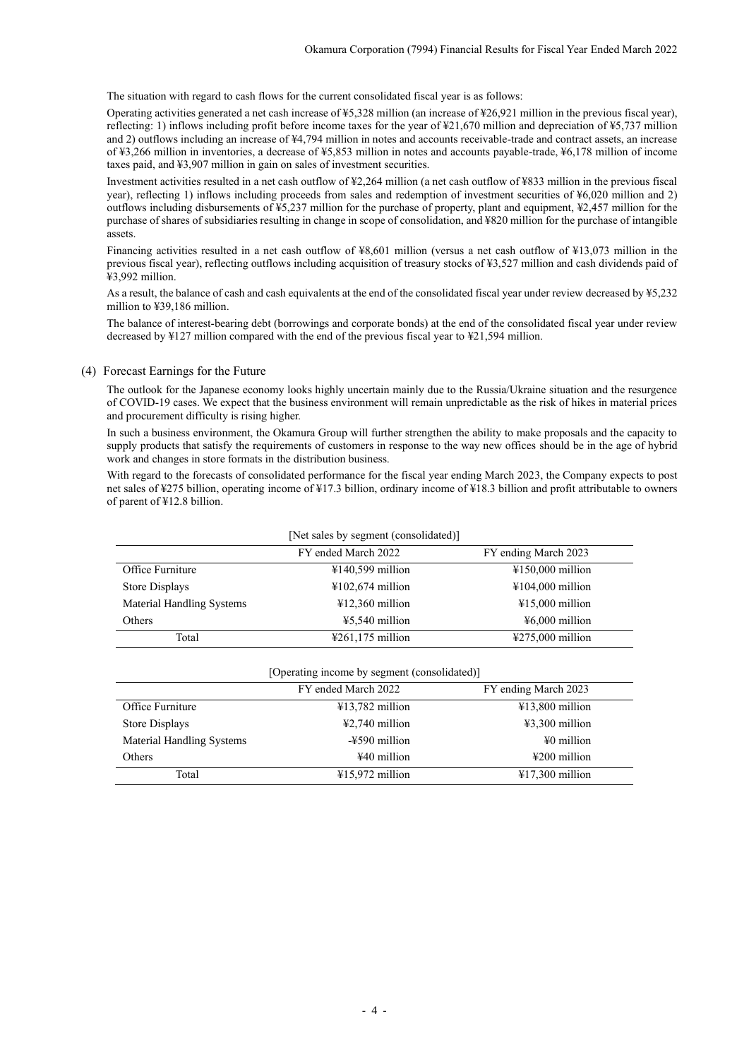The situation with regard to cash flows for the current consolidated fiscal year is as follows:

Operating activities generated a net cash increase of ¥5,328 million (an increase of ¥26,921 million in the previous fiscal year), reflecting: 1) inflows including profit before income taxes for the year of ¥21,670 million and depreciation of ¥5,737 million and 2) outflows including an increase of ¥4,794 million in notes and accounts receivable-trade and contract assets, an increase of ¥3,266 million in inventories, a decrease of ¥5,853 million in notes and accounts payable-trade, ¥6,178 million of income taxes paid, and ¥3,907 million in gain on sales of investment securities.

Investment activities resulted in a net cash outflow of ¥2,264 million (a net cash outflow of ¥833 million in the previous fiscal year), reflecting 1) inflows including proceeds from sales and redemption of investment securities of ¥6,020 million and 2) outflows including disbursements of ¥5,237 million for the purchase of property, plant and equipment, ¥2,457 million for the purchase of shares of subsidiaries resulting in change in scope of consolidation, and ¥820 million for the purchase of intangible assets.

Financing activities resulted in a net cash outflow of ¥8,601 million (versus a net cash outflow of ¥13,073 million in the previous fiscal year), reflecting outflows including acquisition of treasury stocks of ¥3,527 million and cash dividends paid of ¥3,992 million.

As a result, the balance of cash and cash equivalents at the end of the consolidated fiscal year under review decreased by ¥5,232 million to ¥39,186 million.

The balance of interest-bearing debt (borrowings and corporate bonds) at the end of the consolidated fiscal year under review decreased by ¥127 million compared with the end of the previous fiscal year to ¥21,594 million.

## (4) Forecast Earnings for the Future

The outlook for the Japanese economy looks highly uncertain mainly due to the Russia/Ukraine situation and the resurgence of COVID-19 cases. We expect that the business environment will remain unpredictable as the risk of hikes in material prices and procurement difficulty is rising higher.

In such a business environment, the Okamura Group will further strengthen the ability to make proposals and the capacity to supply products that satisfy the requirements of customers in response to the way new offices should be in the age of hybrid work and changes in store formats in the distribution business.

With regard to the forecasts of consolidated performance for the fiscal year ending March 2023, the Company expects to post net sales of ¥275 billion, operating income of ¥17.3 billion, ordinary income of ¥18.3 billion and profit attributable to owners of parent of ¥12.8 billion.

[Net sales by segment (consolidated)]

| | FY ended March 2022 | FY ending March 2023 |
|---|---|---|
| Office Furniture | ¥140,599 million | ¥150,000 million |
| Store Displays | ¥102,674 million | ¥104,000 million |
| Material Handling Systems | ¥12,360 million | ¥15,000 million |
| Others | ¥5,540 million | ¥6,000 million |
| Total | ¥261,175 million | ¥275,000 million |

[Operating income by segment (consolidated)]

| | FY ended March 2022 | FY ending March 2023 |
|---|---|---|
| Office Furniture | ¥13,782 million | ¥13,800 million |
| Store Displays | ¥2,740 million | ¥3,300 million |
| Material Handling Systems | -¥590 million | ¥0 million |
| Others | ¥40 million | ¥200 million |
| Total | ¥15,972 million | ¥17,300 million |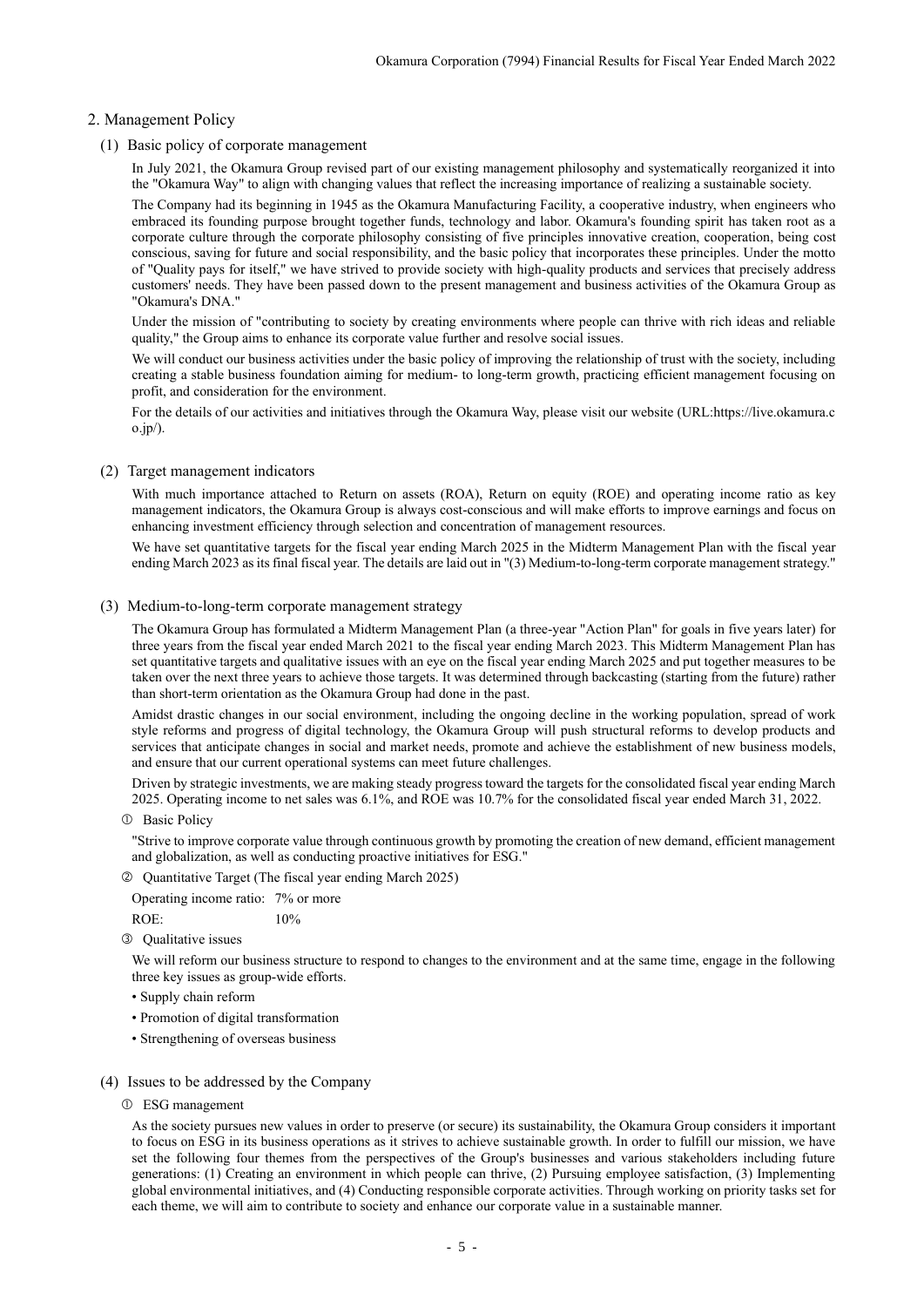## 2. Management Policy

### (1) Basic policy of corporate management

In July 2021, the Okamura Group revised part of our existing management philosophy and systematically reorganized it into the "Okamura Way" to align with changing values that reflect the increasing importance of realizing a sustainable society.

The Company had its beginning in 1945 as the Okamura Manufacturing Facility, a cooperative industry, when engineers who embraced its founding purpose brought together funds, technology and labor. Okamura's founding spirit has taken root as a corporate culture through the corporate philosophy consisting of five principles innovative creation, cooperation, being cost conscious, saving for future and social responsibility, and the basic policy that incorporates these principles. Under the motto of "Quality pays for itself," we have strived to provide society with high-quality products and services that precisely address customers' needs. They have been passed down to the present management and business activities of the Okamura Group as "Okamura's DNA."

Under the mission of "contributing to society by creating environments where people can thrive with rich ideas and reliable quality," the Group aims to enhance its corporate value further and resolve social issues.

We will conduct our business activities under the basic policy of improving the relationship of trust with the society, including creating a stable business foundation aiming for medium- to long-term growth, practicing efficient management focusing on profit, and consideration for the environment.

For the details of our activities and initiatives through the Okamura Way, please visit our website (URL:https://live.okamura.co.jp/).

### (2) Target management indicators

With much importance attached to Return on assets (ROA), Return on equity (ROE) and operating income ratio as key management indicators, the Okamura Group is always cost-conscious and will make efforts to improve earnings and focus on enhancing investment efficiency through selection and concentration of management resources.

We have set quantitative targets for the fiscal year ending March 2025 in the Midterm Management Plan with the fiscal year ending March 2023 as its final fiscal year. The details are laid out in "(3) Medium-to-long-term corporate management strategy."

### (3) Medium-to-long-term corporate management strategy

The Okamura Group has formulated a Midterm Management Plan (a three-year "Action Plan" for goals in five years later) for three years from the fiscal year ended March 2021 to the fiscal year ending March 2023. This Midterm Management Plan has set quantitative targets and qualitative issues with an eye on the fiscal year ending March 2025 and put together measures to be taken over the next three years to achieve those targets. It was determined through backcasting (starting from the future) rather than short-term orientation as the Okamura Group had done in the past.

Amidst drastic changes in our social environment, including the ongoing decline in the working population, spread of work style reforms and progress of digital technology, the Okamura Group will push structural reforms to develop products and services that anticipate changes in social and market needs, promote and achieve the establishment of new business models, and ensure that our current operational systems can meet future challenges.

Driven by strategic investments, we are making steady progress toward the targets for the consolidated fiscal year ending March 2025. Operating income to net sales was 6.1%, and ROE was 10.7% for the consolidated fiscal year ended March 31, 2022.

① Basic Policy

"Strive to improve corporate value through continuous growth by promoting the creation of new demand, efficient management and globalization, as well as conducting proactive initiatives for ESG."

② Quantitative Target (The fiscal year ending March 2025)

Operating income ratio: 7% or more

ROE: 10%

③ Qualitative issues

We will reform our business structure to respond to changes to the environment and at the same time, engage in the following three key issues as group-wide efforts.

- Supply chain reform
- Promotion of digital transformation
- Strengthening of overseas business

### (4) Issues to be addressed by the Company

① ESG management

As the society pursues new values in order to preserve (or secure) its sustainability, the Okamura Group considers it important to focus on ESG in its business operations as it strives to achieve sustainable growth. In order to fulfill our mission, we have set the following four themes from the perspectives of the Group's businesses and various stakeholders including future generations: (1) Creating an environment in which people can thrive, (2) Pursuing employee satisfaction, (3) Implementing global environmental initiatives, and (4) Conducting responsible corporate activities. Through working on priority tasks set for each theme, we will aim to contribute to society and enhance our corporate value in a sustainable manner.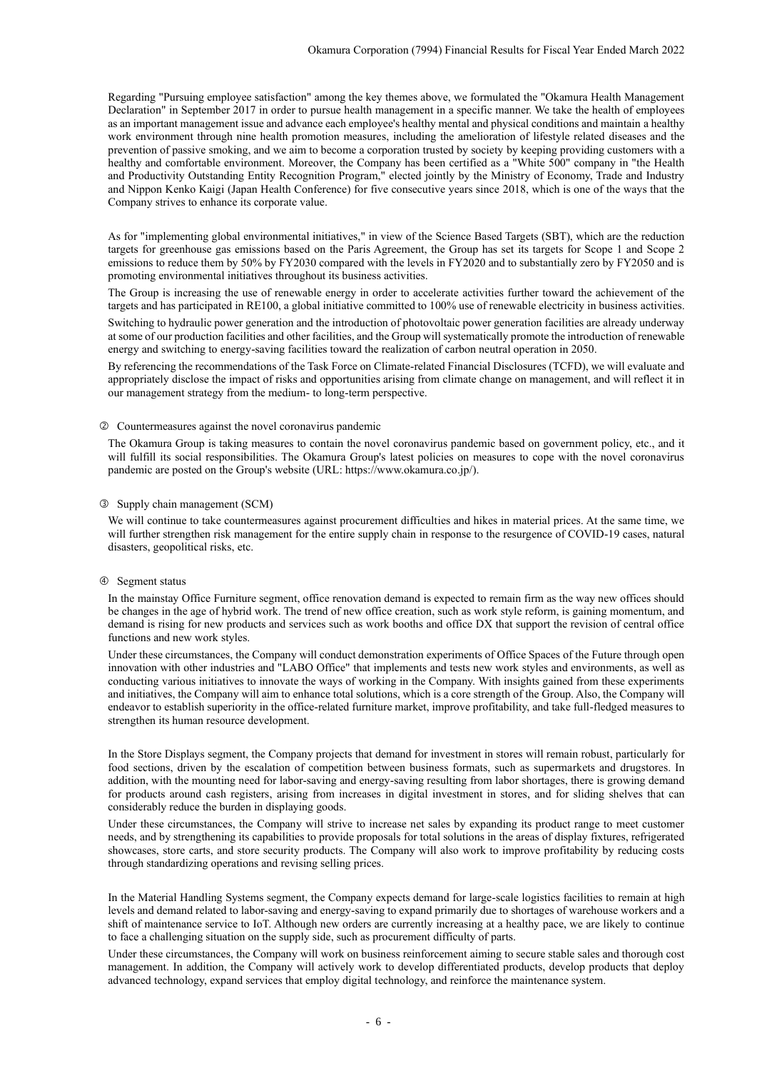Regarding "Pursuing employee satisfaction" among the key themes above, we formulated the "Okamura Health Management Declaration" in September 2017 in order to pursue health management in a specific manner. We take the health of employees as an important management issue and advance each employee's healthy mental and physical conditions and maintain a healthy work environment through nine health promotion measures, including the amelioration of lifestyle related diseases and the prevention of passive smoking, and we aim to become a corporation trusted by society by keeping providing customers with a healthy and comfortable environment. Moreover, the Company has been certified as a "White 500" company in "the Health and Productivity Outstanding Entity Recognition Program," elected jointly by the Ministry of Economy, Trade and Industry and Nippon Kenko Kaigi (Japan Health Conference) for five consecutive years since 2018, which is one of the ways that the Company strives to enhance its corporate value.

As for "implementing global environmental initiatives," in view of the Science Based Targets (SBT), which are the reduction targets for greenhouse gas emissions based on the Paris Agreement, the Group has set its targets for Scope 1 and Scope 2 emissions to reduce them by 50% by FY2030 compared with the levels in FY2020 and to substantially zero by FY2050 and is promoting environmental initiatives throughout its business activities.

The Group is increasing the use of renewable energy in order to accelerate activities further toward the achievement of the targets and has participated in RE100, a global initiative committed to 100% use of renewable electricity in business activities.

Switching to hydraulic power generation and the introduction of photovoltaic power generation facilities are already underway at some of our production facilities and other facilities, and the Group will systematically promote the introduction of renewable energy and switching to energy-saving facilities toward the realization of carbon neutral operation in 2050.

By referencing the recommendations of the Task Force on Climate-related Financial Disclosures (TCFD), we will evaluate and appropriately disclose the impact of risks and opportunities arising from climate change on management, and will reflect it in our management strategy from the medium- to long-term perspective.

② Countermeasures against the novel coronavirus pandemic

The Okamura Group is taking measures to contain the novel coronavirus pandemic based on government policy, etc., and it will fulfill its social responsibilities. The Okamura Group's latest policies on measures to cope with the novel coronavirus pandemic are posted on the Group's website (URL: https://www.okamura.co.jp/).

③ Supply chain management (SCM)

We will continue to take countermeasures against procurement difficulties and hikes in material prices. At the same time, we will further strengthen risk management for the entire supply chain in response to the resurgence of COVID-19 cases, natural disasters, geopolitical risks, etc.

④ Segment status

In the mainstay Office Furniture segment, office renovation demand is expected to remain firm as the way new offices should be changes in the age of hybrid work. The trend of new office creation, such as work style reform, is gaining momentum, and demand is rising for new products and services such as work booths and office DX that support the revision of central office functions and new work styles.

Under these circumstances, the Company will conduct demonstration experiments of Office Spaces of the Future through open innovation with other industries and "LABO Office" that implements and tests new work styles and environments, as well as conducting various initiatives to innovate the ways of working in the Company. With insights gained from these experiments and initiatives, the Company will aim to enhance total solutions, which is a core strength of the Group. Also, the Company will endeavor to establish superiority in the office-related furniture market, improve profitability, and take full-fledged measures to strengthen its human resource development.

In the Store Displays segment, the Company projects that demand for investment in stores will remain robust, particularly for food sections, driven by the escalation of competition between business formats, such as supermarkets and drugstores. In addition, with the mounting need for labor-saving and energy-saving resulting from labor shortages, there is growing demand for products around cash registers, arising from increases in digital investment in stores, and for sliding shelves that can considerably reduce the burden in displaying goods.

Under these circumstances, the Company will strive to increase net sales by expanding its product range to meet customer needs, and by strengthening its capabilities to provide proposals for total solutions in the areas of display fixtures, refrigerated showcases, store carts, and store security products. The Company will also work to improve profitability by reducing costs through standardizing operations and revising selling prices.

In the Material Handling Systems segment, the Company expects demand for large-scale logistics facilities to remain at high levels and demand related to labor-saving and energy-saving to expand primarily due to shortages of warehouse workers and a shift of maintenance service to IoT. Although new orders are currently increasing at a healthy pace, we are likely to continue to face a challenging situation on the supply side, such as procurement difficulty of parts.

Under these circumstances, the Company will work on business reinforcement aiming to secure stable sales and thorough cost management. In addition, the Company will actively work to develop differentiated products, develop products that deploy advanced technology, expand services that employ digital technology, and reinforce the maintenance system.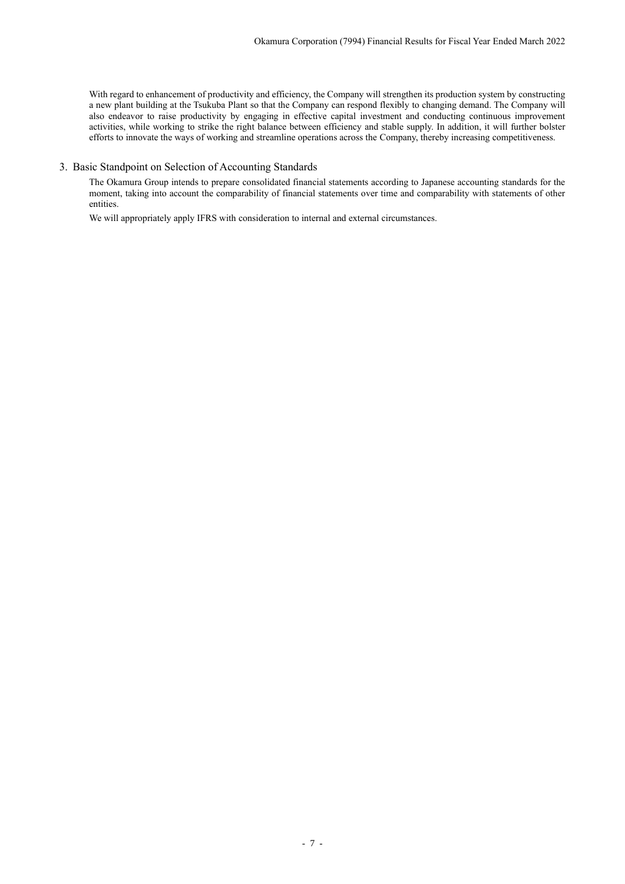With regard to enhancement of productivity and efficiency, the Company will strengthen its production system by constructing a new plant building at the Tsukuba Plant so that the Company can respond flexibly to changing demand. The Company will also endeavor to raise productivity by engaging in effective capital investment and conducting continuous improvement activities, while working to strike the right balance between efficiency and stable supply. In addition, it will further bolster efforts to innovate the ways of working and streamline operations across the Company, thereby increasing competitiveness.

## 3. Basic Standpoint on Selection of Accounting Standards

The Okamura Group intends to prepare consolidated financial statements according to Japanese accounting standards for the moment, taking into account the comparability of financial statements over time and comparability with statements of other entities.

We will appropriately apply IFRS with consideration to internal and external circumstances.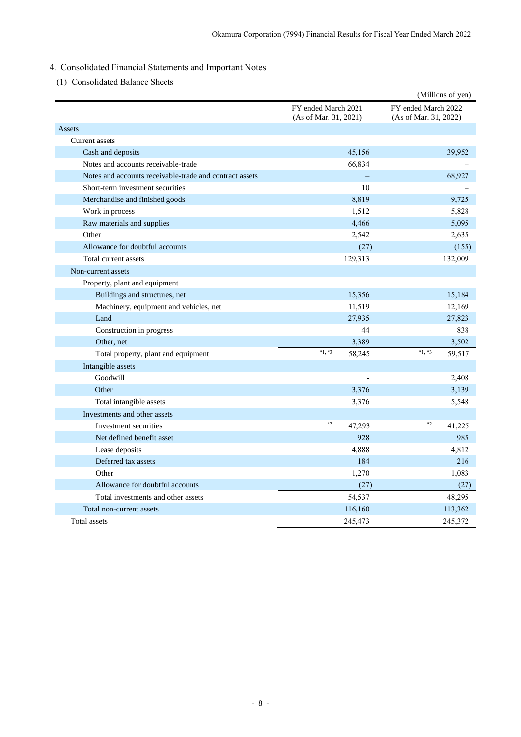## 4. Consolidated Financial Statements and Important Notes

### (1) Consolidated Balance Sheets

(Millions of yen)

| | FY ended March 2021 (As of Mar. 31, 2021) | FY ended March 2022 (As of Mar. 31, 2022) |
|---|---|---|
| Assets | | |
| Current assets | | |
| Cash and deposits | 45,156 | 39,952 |
| Notes and accounts receivable-trade | 66,834 | – |
| Notes and accounts receivable-trade and contract assets | – | 68,927 |
| Short-term investment securities | 10 | – |
| Merchandise and finished goods | 8,819 | 9,725 |
| Work in process | 1,512 | 5,828 |
| Raw materials and supplies | 4,466 | 5,095 |
| Other | 2,542 | 2,635 |
| Allowance for doubtful accounts | (27) | (155) |
| Total current assets | 129,313 | 132,009 |
| Non-current assets | | |
| Property, plant and equipment | | |
| Buildings and structures, net | 15,356 | 15,184 |
| Machinery, equipment and vehicles, net | 11,519 | 12,169 |
| Land | 27,935 | 27,823 |
| Construction in progress | 44 | 838 |
| Other, net | 3,389 | 3,502 |
| Total property, plant and equipment | *1, *3 58,245 | *1, *3 59,517 |
| Intangible assets | | |
| Goodwill | - | 2,408 |
| Other | 3,376 | 3,139 |
| Total intangible assets | 3,376 | 5,548 |
| Investments and other assets | | |
| Investment securities | *2 47,293 | *2 41,225 |
| Net defined benefit asset | 928 | 985 |
| Lease deposits | 4,888 | 4,812 |
| Deferred tax assets | 184 | 216 |
| Other | 1,270 | 1,083 |
| Allowance for doubtful accounts | (27) | (27) |
| Total investments and other assets | 54,537 | 48,295 |
| Total non-current assets | 116,160 | 113,362 |
| Total assets | 245,473 | 245,372 |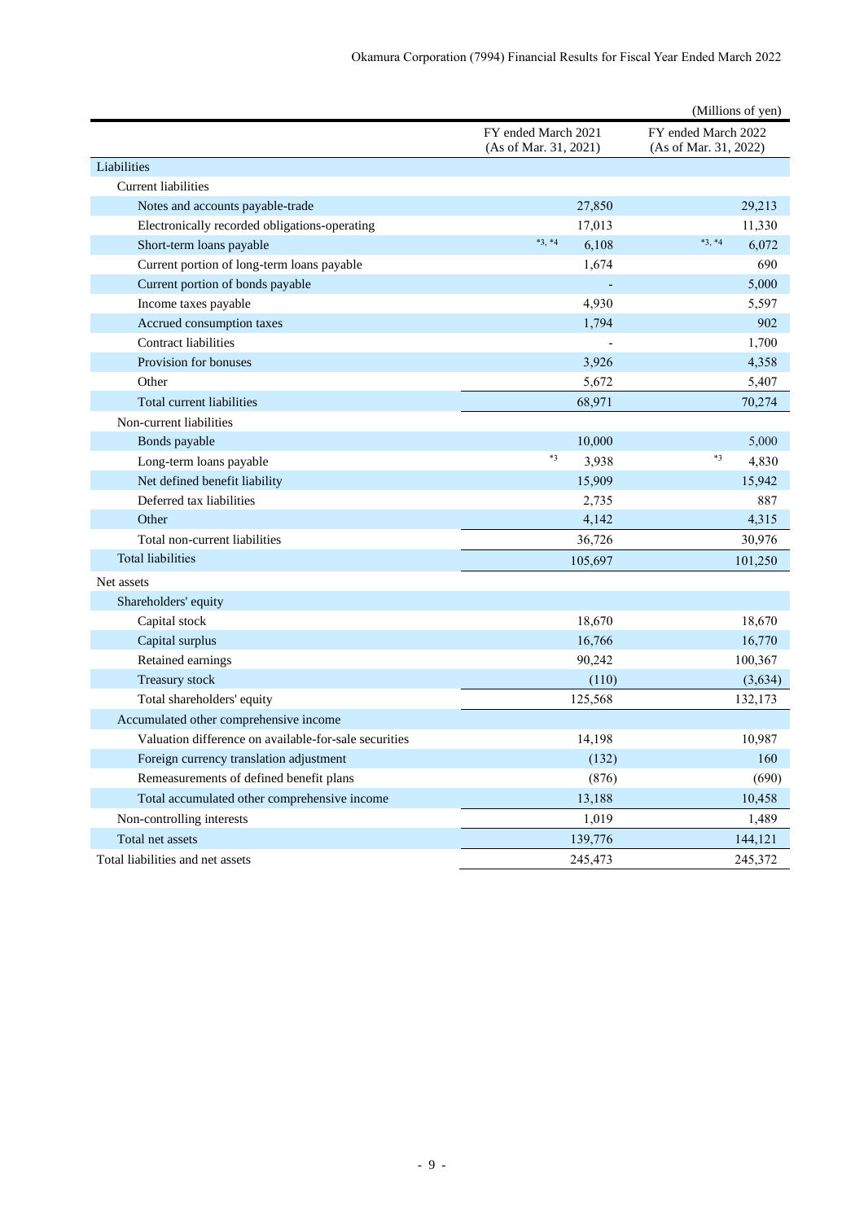(Millions of yen)

| | FY ended March 2021 (As of Mar. 31, 2021) | FY ended March 2022 (As of Mar. 31, 2022) |
|---|---|---|
| Liabilities | | |
| Current liabilities | | |
| Notes and accounts payable-trade | 27,850 | 29,213 |
| Electronically recorded obligations-operating | 17,013 | 11,330 |
| Short-term loans payable | *3, *4 6,108 | *3, *4 6,072 |
| Current portion of long-term loans payable | 1,674 | 690 |
| Current portion of bonds payable | - | 5,000 |
| Income taxes payable | 4,930 | 5,597 |
| Accrued consumption taxes | 1,794 | 902 |
| Contract liabilities | - | 1,700 |
| Provision for bonuses | 3,926 | 4,358 |
| Other | 5,672 | 5,407 |
| Total current liabilities | 68,971 | 70,274 |
| Non-current liabilities | | |
| Bonds payable | 10,000 | 5,000 |
| Long-term loans payable | *3 3,938 | *3 4,830 |
| Net defined benefit liability | 15,909 | 15,942 |
| Deferred tax liabilities | 2,735 | 887 |
| Other | 4,142 | 4,315 |
| Total non-current liabilities | 36,726 | 30,976 |
| Total liabilities | 105,697 | 101,250 |
| Net assets | | |
| Shareholders' equity | | |
| Capital stock | 18,670 | 18,670 |
| Capital surplus | 16,766 | 16,770 |
| Retained earnings | 90,242 | 100,367 |
| Treasury stock | (110) | (3,634) |
| Total shareholders' equity | 125,568 | 132,173 |
| Accumulated other comprehensive income | | |
| Valuation difference on available-for-sale securities | 14,198 | 10,987 |
| Foreign currency translation adjustment | (132) | 160 |
| Remeasurements of defined benefit plans | (876) | (690) |
| Total accumulated other comprehensive income | 13,188 | 10,458 |
| Non-controlling interests | 1,019 | 1,489 |
| Total net assets | 139,776 | 144,121 |
| Total liabilities and net assets | 245,473 | 245,372 |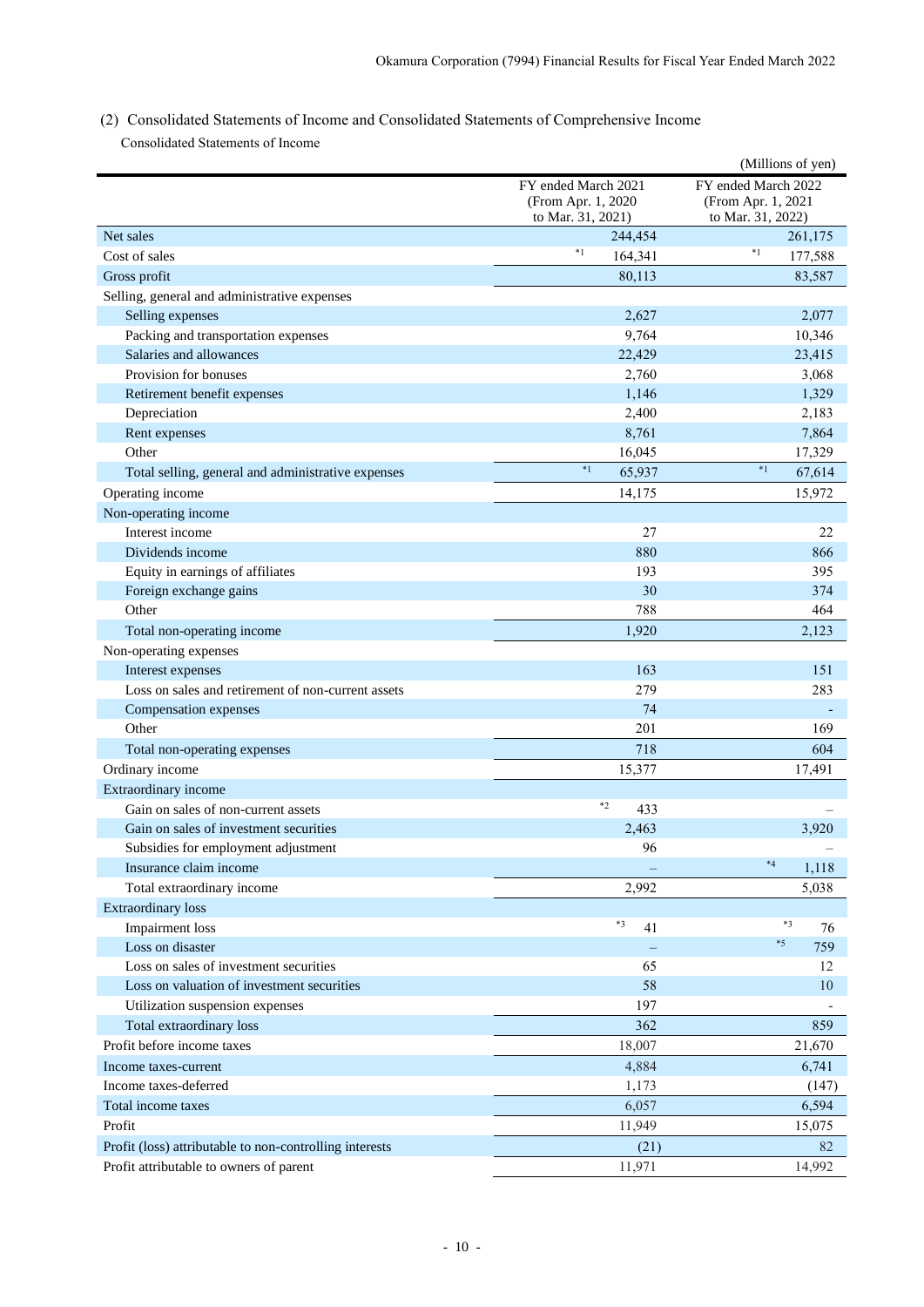## (2) Consolidated Statements of Income and Consolidated Statements of Comprehensive Income

Consolidated Statements of Income

(Millions of yen)

| | FY ended March 2021 (From Apr. 1, 2020 to Mar. 31, 2021) | FY ended March 2022 (From Apr. 1, 2021 to Mar. 31, 2022) |
|---|---|---|
| Net sales | 244,454 | 261,175 |
| Cost of sales | *1 164,341 | *1 177,588 |
| Gross profit | 80,113 | 83,587 |
| Selling, general and administrative expenses | | |
| Selling expenses | 2,627 | 2,077 |
| Packing and transportation expenses | 9,764 | 10,346 |
| Salaries and allowances | 22,429 | 23,415 |
| Provision for bonuses | 2,760 | 3,068 |
| Retirement benefit expenses | 1,146 | 1,329 |
| Depreciation | 2,400 | 2,183 |
| Rent expenses | 8,761 | 7,864 |
| Other | 16,045 | 17,329 |
| Total selling, general and administrative expenses | *1 65,937 | *1 67,614 |
| Operating income | 14,175 | 15,972 |
| Non-operating income | | |
| Interest income | 27 | 22 |
| Dividends income | 880 | 866 |
| Equity in earnings of affiliates | 193 | 395 |
| Foreign exchange gains | 30 | 374 |
| Other | 788 | 464 |
| Total non-operating income | 1,920 | 2,123 |
| Non-operating expenses | | |
| Interest expenses | 163 | 151 |
| Loss on sales and retirement of non-current assets | 279 | 283 |
| Compensation expenses | 74 | - |
| Other | 201 | 169 |
| Total non-operating expenses | 718 | 604 |
| Ordinary income | 15,377 | 17,491 |
| Extraordinary income | | |
| Gain on sales of non-current assets | *2 433 | – |
| Gain on sales of investment securities | 2,463 | 3,920 |
| Subsidies for employment adjustment | 96 | – |
| Insurance claim income | – | *4 1,118 |
| Total extraordinary income | 2,992 | 5,038 |
| Extraordinary loss | | |
| Impairment loss | *3 41 | *3 76 |
| Loss on disaster | – | *5 759 |
| Loss on sales of investment securities | 65 | 12 |
| Loss on valuation of investment securities | 58 | 10 |
| Utilization suspension expenses | 197 | - |
| Total extraordinary loss | 362 | 859 |
| Profit before income taxes | 18,007 | 21,670 |
| Income taxes-current | 4,884 | 6,741 |
| Income taxes-deferred | 1,173 | (147) |
| Total income taxes | 6,057 | 6,594 |
| Profit | 11,949 | 15,075 |
| Profit (loss) attributable to non-controlling interests | (21) | 82 |
| Profit attributable to owners of parent | 11,971 | 14,992 |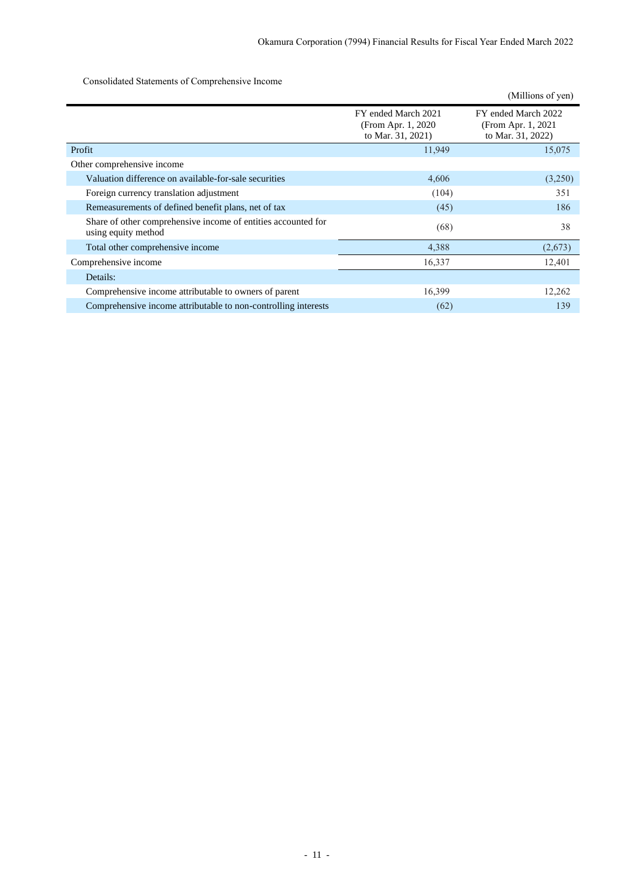Consolidated Statements of Comprehensive Income

(Millions of yen)

| | FY ended March 2021 (From Apr. 1, 2020 to Mar. 31, 2021) | FY ended March 2022 (From Apr. 1, 2021 to Mar. 31, 2022) |
|---|---|---|
| Profit | 11,949 | 15,075 |
| Other comprehensive income | | |
| Valuation difference on available-for-sale securities | 4,606 | (3,250) |
| Foreign currency translation adjustment | (104) | 351 |
| Remeasurements of defined benefit plans, net of tax | (45) | 186 |
| Share of other comprehensive income of entities accounted for using equity method | (68) | 38 |
| Total other comprehensive income | 4,388 | (2,673) |
| Comprehensive income | 16,337 | 12,401 |
| Details: | | |
| Comprehensive income attributable to owners of parent | 16,399 | 12,262 |
| Comprehensive income attributable to non-controlling interests | (62) | 139 |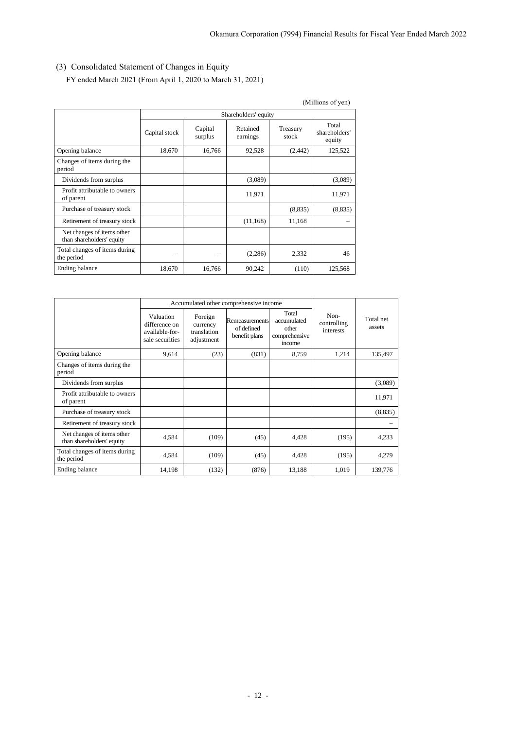### (3) Consolidated Statement of Changes in Equity

FY ended March 2021 (From April 1, 2020 to March 31, 2021)

(Millions of yen)

| | Shareholders' equity | | | | |
|---|---|---|---|---|---|
| | Capital stock | Capital surplus | Retained earnings | Treasury stock | Total shareholders' equity |
| Opening balance | 18,670 | 16,766 | 92,528 | (2,442) | 125,522 |
| Changes of items during the period | | | | | |
| Dividends from surplus | | | (3,089) | | (3,089) |
| Profit attributable to owners of parent | | | 11,971 | | 11,971 |
| Purchase of treasury stock | | | | (8,835) | (8,835) |
| Retirement of treasury stock | | | (11,168) | 11,168 | – |
| Net changes of items other than shareholders' equity | | | | | |
| Total changes of items during the period | – | – | (2,286) | 2,332 | 46 |
| Ending balance | 18,670 | 16,766 | 90,242 | (110) | 125,568 |

| | Accumulated other comprehensive income | | | | Non-controlling interests | Total net assets |
|---|---|---|---|---|---|---|
| | Valuation difference on available-for-sale securities | Foreign currency translation adjustment | Remeasurements of defined benefit plans | Total accumulated other comprehensive income | | |
| Opening balance | 9,614 | (23) | (831) | 8,759 | 1,214 | 135,497 |
| Changes of items during the period | | | | | | |
| Dividends from surplus | | | | | | (3,089) |
| Profit attributable to owners of parent | | | | | | 11,971 |
| Purchase of treasury stock | | | | | | (8,835) |
| Retirement of treasury stock | | | | | | – |
| Net changes of items other than shareholders' equity | 4,584 | (109) | (45) | 4,428 | (195) | 4,233 |
| Total changes of items during the period | 4,584 | (109) | (45) | 4,428 | (195) | 4,279 |
| Ending balance | 14,198 | (132) | (876) | 13,188 | 1,019 | 139,776 |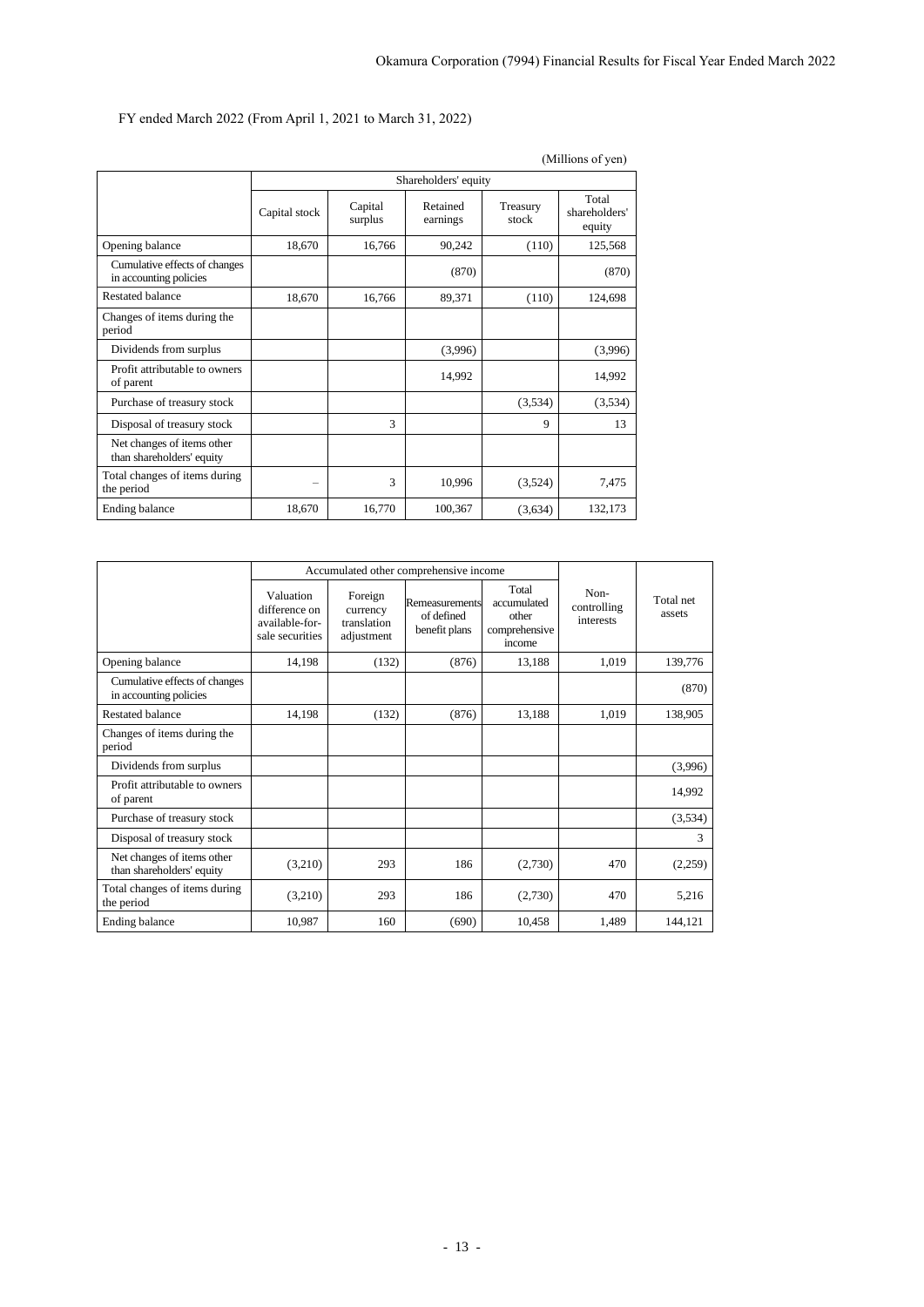FY ended March 2022 (From April 1, 2021 to March 31, 2022)

(Millions of yen)

| | Shareholders' equity | | | | |
|---|---|---|---|---|---|
| | Capital stock | Capital surplus | Retained earnings | Treasury stock | Total shareholders' equity |
| Opening balance | 18,670 | 16,766 | 90,242 | (110) | 125,568 |
| Cumulative effects of changes in accounting policies | | | (870) | | (870) |
| Restated balance | 18,670 | 16,766 | 89,371 | (110) | 124,698 |
| Changes of items during the period | | | | | |
| Dividends from surplus | | | (3,996) | | (3,996) |
| Profit attributable to owners of parent | | | 14,992 | | 14,992 |
| Purchase of treasury stock | | | | (3,534) | (3,534) |
| Disposal of treasury stock | | 3 | | 9 | 13 |
| Net changes of items other than shareholders' equity | | | | | |
| Total changes of items during the period | – | 3 | 10,996 | (3,524) | 7,475 |
| Ending balance | 18,670 | 16,770 | 100,367 | (3,634) | 132,173 |

| | Accumulated other comprehensive income | | | | Non-controlling interests | Total net assets |
|---|---|---|---|---|---|---|
| | Valuation difference on available-for-sale securities | Foreign currency translation adjustment | Remeasurements of defined benefit plans | Total accumulated other comprehensive income | | |
| Opening balance | 14,198 | (132) | (876) | 13,188 | 1,019 | 139,776 |
| Cumulative effects of changes in accounting policies | | | | | | (870) |
| Restated balance | 14,198 | (132) | (876) | 13,188 | 1,019 | 138,905 |
| Changes of items during the period | | | | | | |
| Dividends from surplus | | | | | | (3,996) |
| Profit attributable to owners of parent | | | | | | 14,992 |
| Purchase of treasury stock | | | | | | (3,534) |
| Disposal of treasury stock | | | | | | 3 |
| Net changes of items other than shareholders' equity | (3,210) | 293 | 186 | (2,730) | 470 | (2,259) |
| Total changes of items during the period | (3,210) | 293 | 186 | (2,730) | 470 | 5,216 |
| Ending balance | 10,987 | 160 | (690) | 10,458 | 1,489 | 144,121 |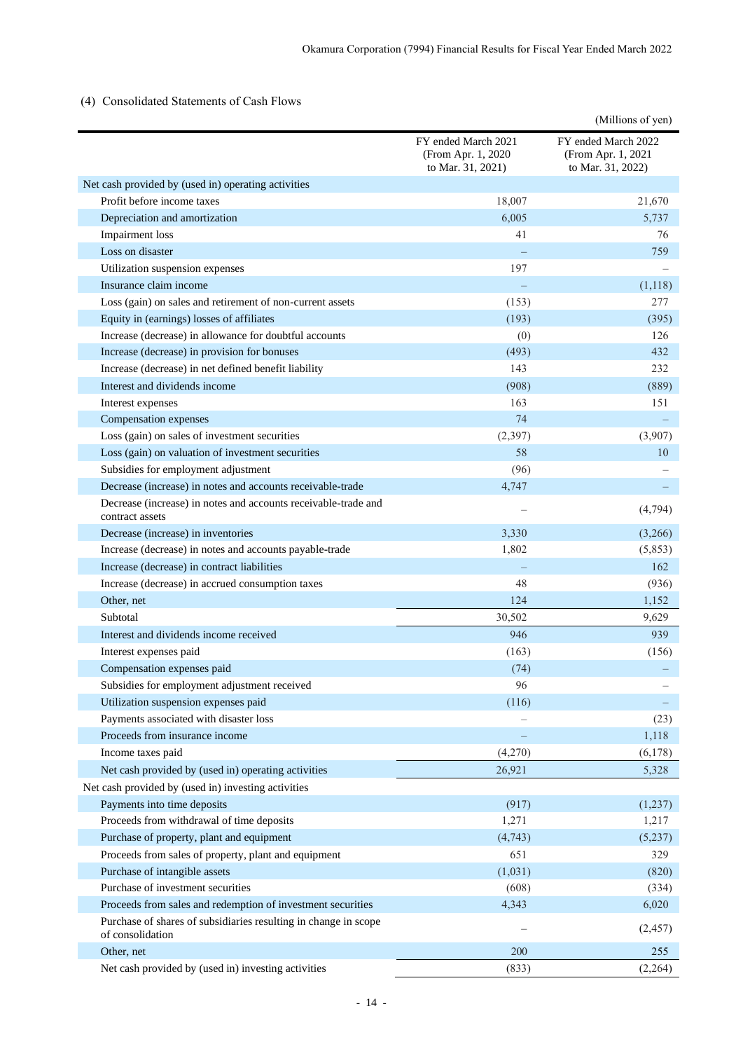## (4) Consolidated Statements of Cash Flows

(Millions of yen)

| | FY ended March 2021 (From Apr. 1, 2020 to Mar. 31, 2021) | FY ended March 2022 (From Apr. 1, 2021 to Mar. 31, 2022) |
|---|---|---|
| Net cash provided by (used in) operating activities | | |
| Profit before income taxes | 18,007 | 21,670 |
| Depreciation and amortization | 6,005 | 5,737 |
| Impairment loss | 41 | 76 |
| Loss on disaster | – | 759 |
| Utilization suspension expenses | 197 | – |
| Insurance claim income | – | (1,118) |
| Loss (gain) on sales and retirement of non-current assets | (153) | 277 |
| Equity in (earnings) losses of affiliates | (193) | (395) |
| Increase (decrease) in allowance for doubtful accounts | (0) | 126 |
| Increase (decrease) in provision for bonuses | (493) | 432 |
| Increase (decrease) in net defined benefit liability | 143 | 232 |
| Interest and dividends income | (908) | (889) |
| Interest expenses | 163 | 151 |
| Compensation expenses | 74 | – |
| Loss (gain) on sales of investment securities | (2,397) | (3,907) |
| Loss (gain) on valuation of investment securities | 58 | 10 |
| Subsidies for employment adjustment | (96) | – |
| Decrease (increase) in notes and accounts receivable-trade | 4,747 | – |
| Decrease (increase) in notes and accounts receivable-trade and contract assets | – | (4,794) |
| Decrease (increase) in inventories | 3,330 | (3,266) |
| Increase (decrease) in notes and accounts payable-trade | 1,802 | (5,853) |
| Increase (decrease) in contract liabilities | – | 162 |
| Increase (decrease) in accrued consumption taxes | 48 | (936) |
| Other, net | 124 | 1,152 |
| Subtotal | 30,502 | 9,629 |
| Interest and dividends income received | 946 | 939 |
| Interest expenses paid | (163) | (156) |
| Compensation expenses paid | (74) | – |
| Subsidies for employment adjustment received | 96 | – |
| Utilization suspension expenses paid | (116) | – |
| Payments associated with disaster loss | – | (23) |
| Proceeds from insurance income | – | 1,118 |
| Income taxes paid | (4,270) | (6,178) |
| Net cash provided by (used in) operating activities | 26,921 | 5,328 |
| Net cash provided by (used in) investing activities | | |
| Payments into time deposits | (917) | (1,237) |
| Proceeds from withdrawal of time deposits | 1,271 | 1,217 |
| Purchase of property, plant and equipment | (4,743) | (5,237) |
| Proceeds from sales of property, plant and equipment | 651 | 329 |
| Purchase of intangible assets | (1,031) | (820) |
| Purchase of investment securities | (608) | (334) |
| Proceeds from sales and redemption of investment securities | 4,343 | 6,020 |
| Purchase of shares of subsidiaries resulting in change in scope of consolidation | – | (2,457) |
| Other, net | 200 | 255 |
| Net cash provided by (used in) investing activities | (833) | (2,264) |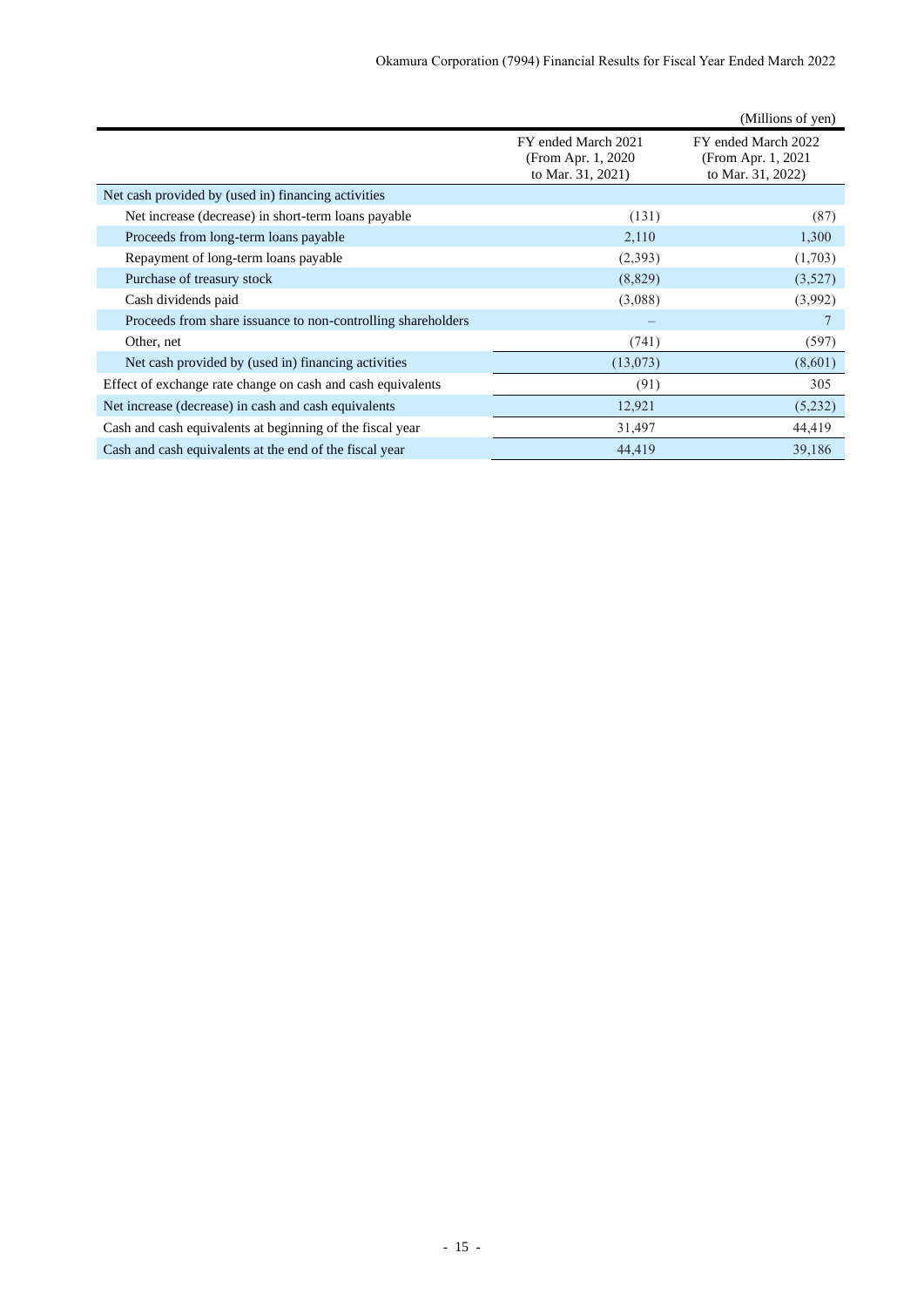(Millions of yen)

| | FY ended March 2021 (From Apr. 1, 2020 to Mar. 31, 2021) | FY ended March 2022 (From Apr. 1, 2021 to Mar. 31, 2022) |
|---|---|---|
| Net cash provided by (used in) financing activities | | |
| Net increase (decrease) in short-term loans payable | (131) | (87) |
| Proceeds from long-term loans payable | 2,110 | 1,300 |
| Repayment of long-term loans payable | (2,393) | (1,703) |
| Purchase of treasury stock | (8,829) | (3,527) |
| Cash dividends paid | (3,088) | (3,992) |
| Proceeds from share issuance to non-controlling shareholders | – | 7 |
| Other, net | (741) | (597) |
| Net cash provided by (used in) financing activities | (13,073) | (8,601) |
| Effect of exchange rate change on cash and cash equivalents | (91) | 305 |
| Net increase (decrease) in cash and cash equivalents | 12,921 | (5,232) |
| Cash and cash equivalents at beginning of the fiscal year | 31,497 | 44,419 |
| Cash and cash equivalents at the end of the fiscal year | 44,419 | 39,186 |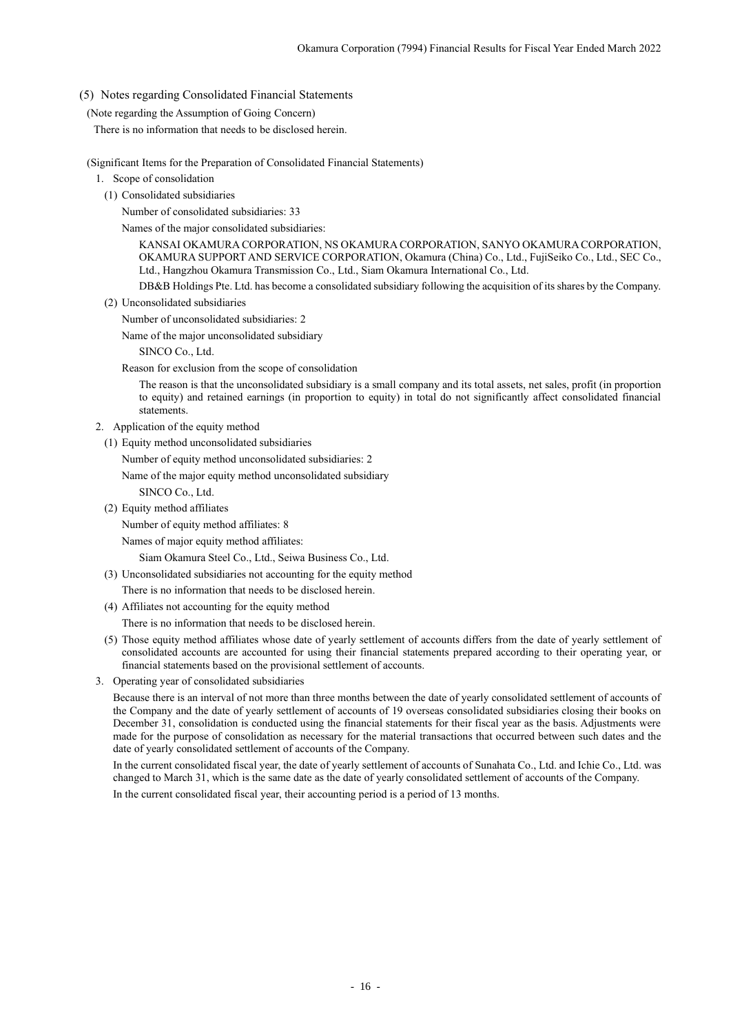## (5) Notes regarding Consolidated Financial Statements

(Note regarding the Assumption of Going Concern)

There is no information that needs to be disclosed herein.

(Significant Items for the Preparation of Consolidated Financial Statements)

1. Scope of consolidation

   (1) Consolidated subsidiaries

   Number of consolidated subsidiaries: 33

   Names of the major consolidated subsidiaries:

   KANSAI OKAMURA CORPORATION, NS OKAMURA CORPORATION, SANYO OKAMURA CORPORATION, OKAMURA SUPPORT AND SERVICE CORPORATION, Okamura (China) Co., Ltd., FujiSeiko Co., Ltd., SEC Co., Ltd., Hangzhou Okamura Transmission Co., Ltd., Siam Okamura International Co., Ltd.

   DB&B Holdings Pte. Ltd. has become a consolidated subsidiary following the acquisition of its shares by the Company.

   (2) Unconsolidated subsidiaries

   Number of unconsolidated subsidiaries: 2

   Name of the major unconsolidated subsidiary

   SINCO Co., Ltd.

   Reason for exclusion from the scope of consolidation

   The reason is that the unconsolidated subsidiary is a small company and its total assets, net sales, profit (in proportion to equity) and retained earnings (in proportion to equity) in total do not significantly affect consolidated financial statements.

2. Application of the equity method

   (1) Equity method unconsolidated subsidiaries

   Number of equity method unconsolidated subsidiaries: 2

   Name of the major equity method unconsolidated subsidiary

   SINCO Co., Ltd.

   (2) Equity method affiliates

   Number of equity method affiliates: 8

   Names of major equity method affiliates:

   Siam Okamura Steel Co., Ltd., Seiwa Business Co., Ltd.

   (3) Unconsolidated subsidiaries not accounting for the equity method

   There is no information that needs to be disclosed herein.

   (4) Affiliates not accounting for the equity method

   There is no information that needs to be disclosed herein.

   (5) Those equity method affiliates whose date of yearly settlement of accounts differs from the date of yearly settlement of consolidated accounts are accounted for using their financial statements prepared according to their operating year, or financial statements based on the provisional settlement of accounts.

3. Operating year of consolidated subsidiaries

   Because there is an interval of not more than three months between the date of yearly consolidated settlement of accounts of the Company and the date of yearly settlement of accounts of 19 overseas consolidated subsidiaries closing their books on December 31, consolidation is conducted using the financial statements for their fiscal year as the basis. Adjustments were made for the purpose of consolidation as necessary for the material transactions that occurred between such dates and the date of yearly consolidated settlement of accounts of the Company.

   In the current consolidated fiscal year, the date of yearly settlement of accounts of Sunahata Co., Ltd. and Ichie Co., Ltd. was changed to March 31, which is the same date as the date of yearly consolidated settlement of accounts of the Company.

   In the current consolidated fiscal year, their accounting period is a period of 13 months.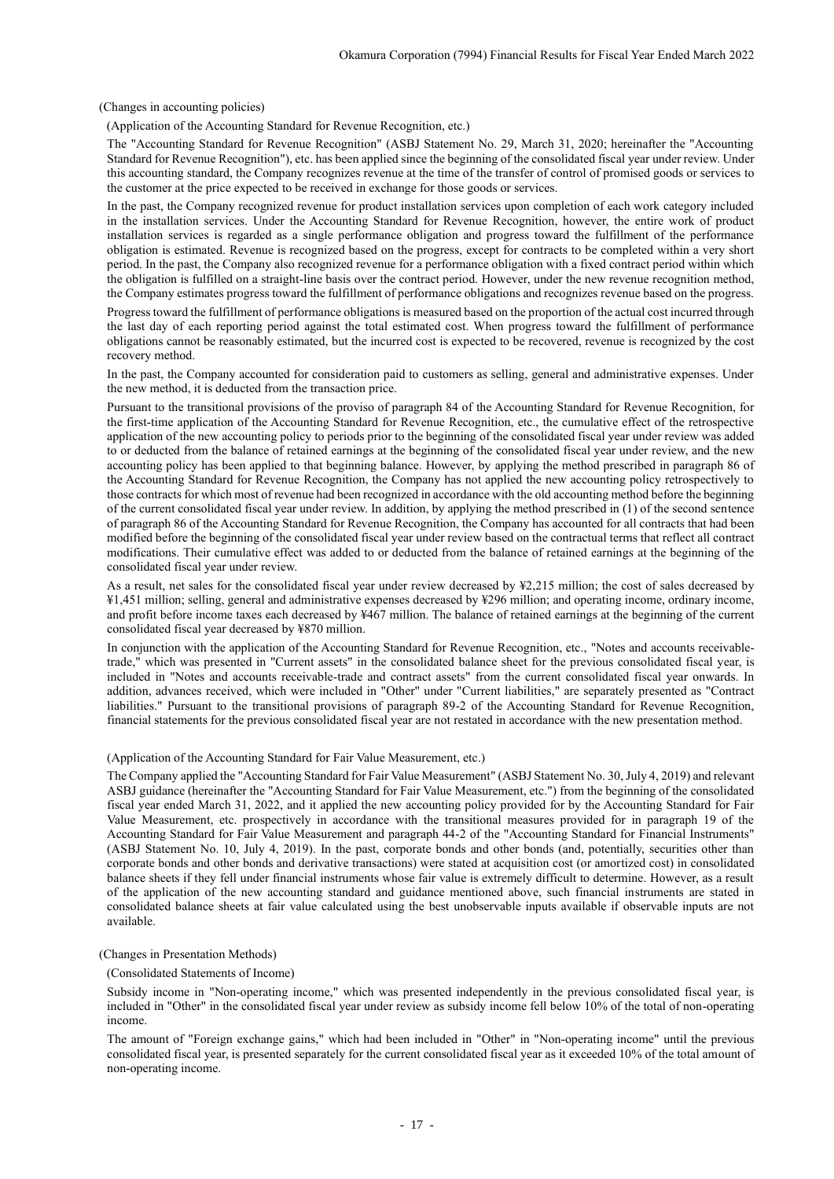(Changes in accounting policies)

(Application of the Accounting Standard for Revenue Recognition, etc.)

The "Accounting Standard for Revenue Recognition" (ASBJ Statement No. 29, March 31, 2020; hereinafter the "Accounting Standard for Revenue Recognition"), etc. has been applied since the beginning of the consolidated fiscal year under review. Under this accounting standard, the Company recognizes revenue at the time of the transfer of control of promised goods or services to the customer at the price expected to be received in exchange for those goods or services.

In the past, the Company recognized revenue for product installation services upon completion of each work category included in the installation services. Under the Accounting Standard for Revenue Recognition, however, the entire work of product installation services is regarded as a single performance obligation and progress toward the fulfillment of the performance obligation is estimated. Revenue is recognized based on the progress, except for contracts to be completed within a very short period. In the past, the Company also recognized revenue for a performance obligation with a fixed contract period within which the obligation is fulfilled on a straight-line basis over the contract period. However, under the new revenue recognition method, the Company estimates progress toward the fulfillment of performance obligations and recognizes revenue based on the progress.

Progress toward the fulfillment of performance obligations is measured based on the proportion of the actual cost incurred through the last day of each reporting period against the total estimated cost. When progress toward the fulfillment of performance obligations cannot be reasonably estimated, but the incurred cost is expected to be recovered, revenue is recognized by the cost recovery method.

In the past, the Company accounted for consideration paid to customers as selling, general and administrative expenses. Under the new method, it is deducted from the transaction price.

Pursuant to the transitional provisions of the proviso of paragraph 84 of the Accounting Standard for Revenue Recognition, for the first-time application of the Accounting Standard for Revenue Recognition, etc., the cumulative effect of the retrospective application of the new accounting policy to periods prior to the beginning of the consolidated fiscal year under review was added to or deducted from the balance of retained earnings at the beginning of the consolidated fiscal year under review, and the new accounting policy has been applied to that beginning balance. However, by applying the method prescribed in paragraph 86 of the Accounting Standard for Revenue Recognition, the Company has not applied the new accounting policy retrospectively to those contracts for which most of revenue had been recognized in accordance with the old accounting method before the beginning of the current consolidated fiscal year under review. In addition, by applying the method prescribed in (1) of the second sentence of paragraph 86 of the Accounting Standard for Revenue Recognition, the Company has accounted for all contracts that had been modified before the beginning of the consolidated fiscal year under review based on the contractual terms that reflect all contract modifications. Their cumulative effect was added to or deducted from the balance of retained earnings at the beginning of the consolidated fiscal year under review.

As a result, net sales for the consolidated fiscal year under review decreased by ¥2,215 million; the cost of sales decreased by ¥1,451 million; selling, general and administrative expenses decreased by ¥296 million; and operating income, ordinary income, and profit before income taxes each decreased by ¥467 million. The balance of retained earnings at the beginning of the current consolidated fiscal year decreased by ¥870 million.

In conjunction with the application of the Accounting Standard for Revenue Recognition, etc., "Notes and accounts receivable-trade," which was presented in "Current assets" in the consolidated balance sheet for the previous consolidated fiscal year, is included in "Notes and accounts receivable-trade and contract assets" from the current consolidated fiscal year onwards. In addition, advances received, which were included in "Other" under "Current liabilities," are separately presented as "Contract liabilities." Pursuant to the transitional provisions of paragraph 89-2 of the Accounting Standard for Revenue Recognition, financial statements for the previous consolidated fiscal year are not restated in accordance with the new presentation method.

(Application of the Accounting Standard for Fair Value Measurement, etc.)

The Company applied the "Accounting Standard for Fair Value Measurement" (ASBJ Statement No. 30, July 4, 2019) and relevant ASBJ guidance (hereinafter the "Accounting Standard for Fair Value Measurement, etc.") from the beginning of the consolidated fiscal year ended March 31, 2022, and it applied the new accounting policy provided for by the Accounting Standard for Fair Value Measurement, etc. prospectively in accordance with the transitional measures provided for in paragraph 19 of the Accounting Standard for Fair Value Measurement and paragraph 44-2 of the "Accounting Standard for Financial Instruments" (ASBJ Statement No. 10, July 4, 2019). In the past, corporate bonds and other bonds (and, potentially, securities other than corporate bonds and other bonds and derivative transactions) were stated at acquisition cost (or amortized cost) in consolidated balance sheets if they fell under financial instruments whose fair value is extremely difficult to determine. However, as a result of the application of the new accounting standard and guidance mentioned above, such financial instruments are stated in consolidated balance sheets at fair value calculated using the best unobservable inputs available if observable inputs are not available.

(Changes in Presentation Methods)

(Consolidated Statements of Income)

Subsidy income in "Non-operating income," which was presented independently in the previous consolidated fiscal year, is included in "Other" in the consolidated fiscal year under review as subsidy income fell below 10% of the total of non-operating income.

The amount of "Foreign exchange gains," which had been included in "Other" in "Non-operating income" until the previous consolidated fiscal year, is presented separately for the current consolidated fiscal year as it exceeded 10% of the total amount of non-operating income.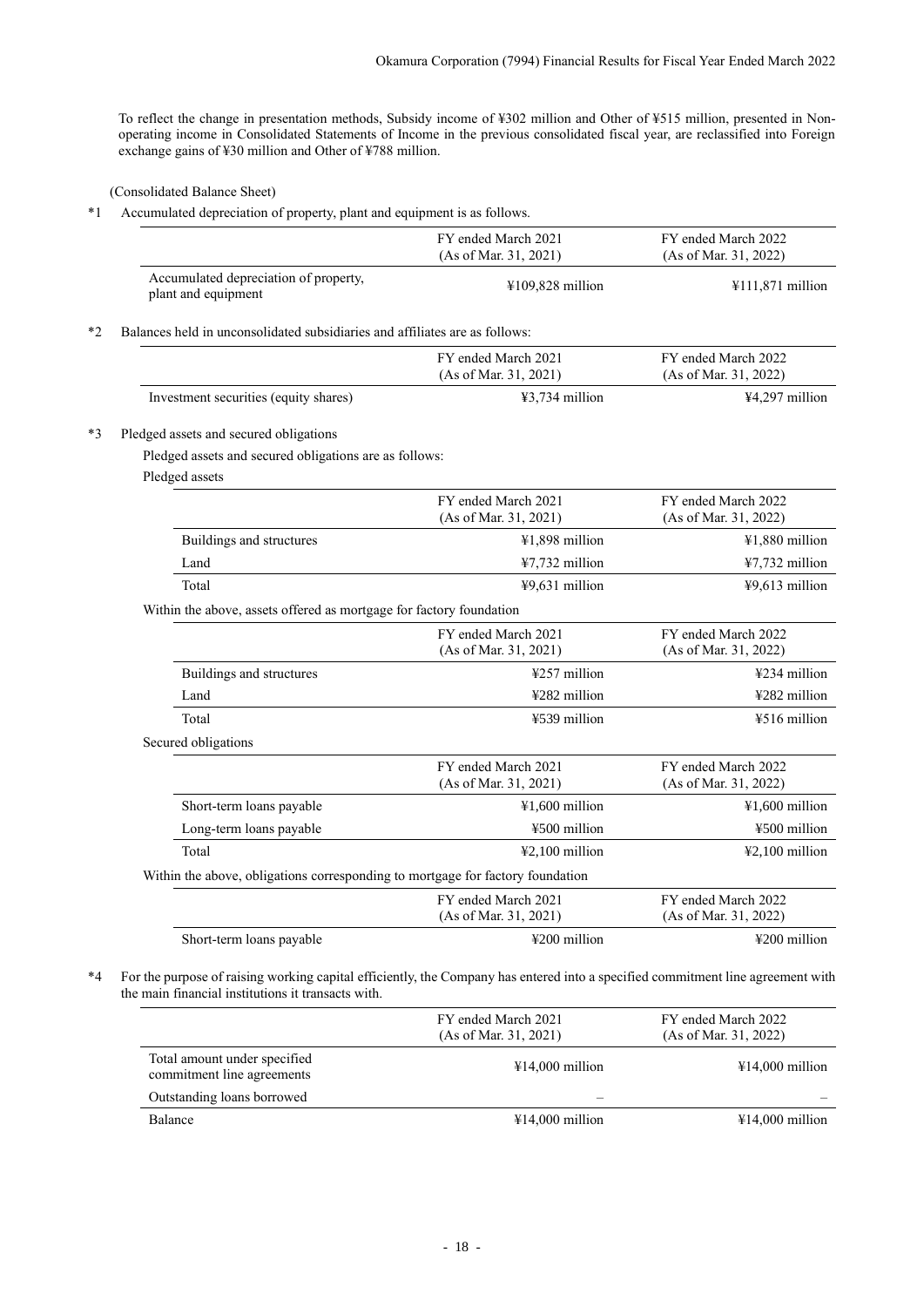To reflect the change in presentation methods, Subsidy income of ¥302 million and Other of ¥515 million, presented in Non-operating income in Consolidated Statements of Income in the previous consolidated fiscal year, are reclassified into Foreign exchange gains of ¥30 million and Other of ¥788 million.

(Consolidated Balance Sheet)

*1 Accumulated depreciation of property, plant and equipment is as follows.

| | FY ended March 2021 (As of Mar. 31, 2021) | FY ended March 2022 (As of Mar. 31, 2022) |
|---|---|---|
| Accumulated depreciation of property, plant and equipment | ¥109,828 million | ¥111,871 million |

*2 Balances held in unconsolidated subsidiaries and affiliates are as follows:

| | FY ended March 2021 (As of Mar. 31, 2021) | FY ended March 2022 (As of Mar. 31, 2022) |
|---|---|---|
| Investment securities (equity shares) | ¥3,734 million | ¥4,297 million |

*3 Pledged assets and secured obligations

Pledged assets and secured obligations are as follows:

Pledged assets

| | FY ended March 2021 (As of Mar. 31, 2021) | FY ended March 2022 (As of Mar. 31, 2022) |
|---|---|---|
| Buildings and structures | ¥1,898 million | ¥1,880 million |
| Land | ¥7,732 million | ¥7,732 million |
| Total | ¥9,631 million | ¥9,613 million |

Within the above, assets offered as mortgage for factory foundation

| | FY ended March 2021 (As of Mar. 31, 2021) | FY ended March 2022 (As of Mar. 31, 2022) |
|---|---|---|
| Buildings and structures | ¥257 million | ¥234 million |
| Land | ¥282 million | ¥282 million |
| Total | ¥539 million | ¥516 million |

Secured obligations

| | FY ended March 2021 (As of Mar. 31, 2021) | FY ended March 2022 (As of Mar. 31, 2022) |
|---|---|---|
| Short-term loans payable | ¥1,600 million | ¥1,600 million |
| Long-term loans payable | ¥500 million | ¥500 million |
| Total | ¥2,100 million | ¥2,100 million |

Within the above, obligations corresponding to mortgage for factory foundation

| | FY ended March 2021 (As of Mar. 31, 2021) | FY ended March 2022 (As of Mar. 31, 2022) |
|---|---|---|
| Short-term loans payable | ¥200 million | ¥200 million |

*4 For the purpose of raising working capital efficiently, the Company has entered into a specified commitment line agreement with the main financial institutions it transacts with.

| | FY ended March 2021 (As of Mar. 31, 2021) | FY ended March 2022 (As of Mar. 31, 2022) |
|---|---|---|
| Total amount under specified commitment line agreements | ¥14,000 million | ¥14,000 million |
| Outstanding loans borrowed | – | – |
| Balance | ¥14,000 million | ¥14,000 million |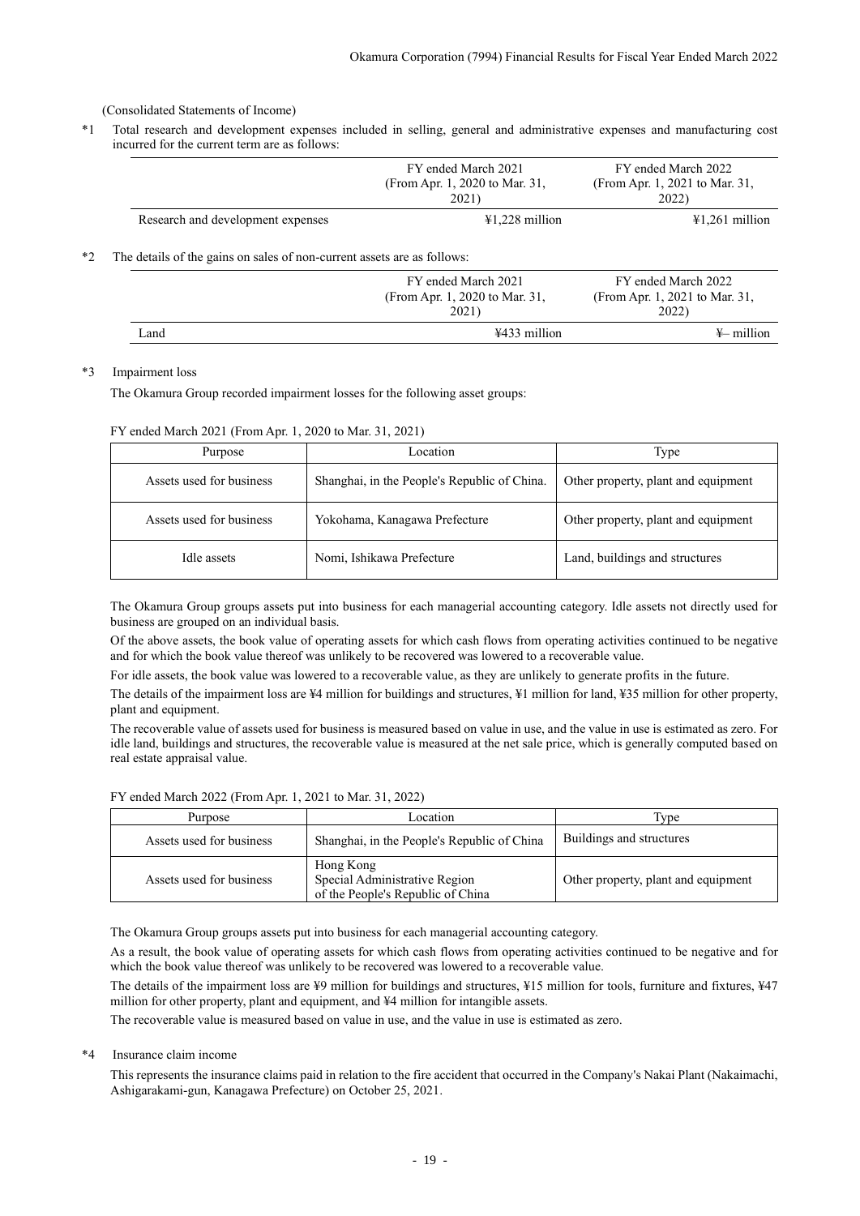(Consolidated Statements of Income)

*1 Total research and development expenses included in selling, general and administrative expenses and manufacturing cost incurred for the current term are as follows:

| | FY ended March 2021 (From Apr. 1, 2020 to Mar. 31, 2021) | FY ended March 2022 (From Apr. 1, 2021 to Mar. 31, 2022) |
|---|---|---|
| Research and development expenses | ¥1,228 million | ¥1,261 million |

*2 The details of the gains on sales of non-current assets are as follows:

| | FY ended March 2021 (From Apr. 1, 2020 to Mar. 31, 2021) | FY ended March 2022 (From Apr. 1, 2021 to Mar. 31, 2022) |
|---|---|---|
| Land | ¥433 million | ¥– million |

*3 Impairment loss

The Okamura Group recorded impairment losses for the following asset groups:

FY ended March 2021 (From Apr. 1, 2020 to Mar. 31, 2021)

| Purpose | Location | Type |
|---|---|---|
| Assets used for business | Shanghai, in the People's Republic of China. | Other property, plant and equipment |
| Assets used for business | Yokohama, Kanagawa Prefecture | Other property, plant and equipment |
| Idle assets | Nomi, Ishikawa Prefecture | Land, buildings and structures |

The Okamura Group groups assets put into business for each managerial accounting category. Idle assets not directly used for business are grouped on an individual basis.

Of the above assets, the book value of operating assets for which cash flows from operating activities continued to be negative and for which the book value thereof was unlikely to be recovered was lowered to a recoverable value.

For idle assets, the book value was lowered to a recoverable value, as they are unlikely to generate profits in the future.

The details of the impairment loss are ¥4 million for buildings and structures, ¥1 million for land, ¥35 million for other property, plant and equipment.

The recoverable value of assets used for business is measured based on value in use, and the value in use is estimated as zero. For idle land, buildings and structures, the recoverable value is measured at the net sale price, which is generally computed based on real estate appraisal value.

FY ended March 2022 (From Apr. 1, 2021 to Mar. 31, 2022)

| Purpose | Location | Type |
|---|---|---|
| Assets used for business | Shanghai, in the People's Republic of China | Buildings and structures |
| Assets used for business | Hong Kong Special Administrative Region of the People's Republic of China | Other property, plant and equipment |

The Okamura Group groups assets put into business for each managerial accounting category.

As a result, the book value of operating assets for which cash flows from operating activities continued to be negative and for which the book value thereof was unlikely to be recovered was lowered to a recoverable value.

The details of the impairment loss are ¥9 million for buildings and structures, ¥15 million for tools, furniture and fixtures, ¥47 million for other property, plant and equipment, and ¥4 million for intangible assets.

The recoverable value is measured based on value in use, and the value in use is estimated as zero.

*4 Insurance claim income

This represents the insurance claims paid in relation to the fire accident that occurred in the Company's Nakai Plant (Nakaimachi, Ashigarakami-gun, Kanagawa Prefecture) on October 25, 2021.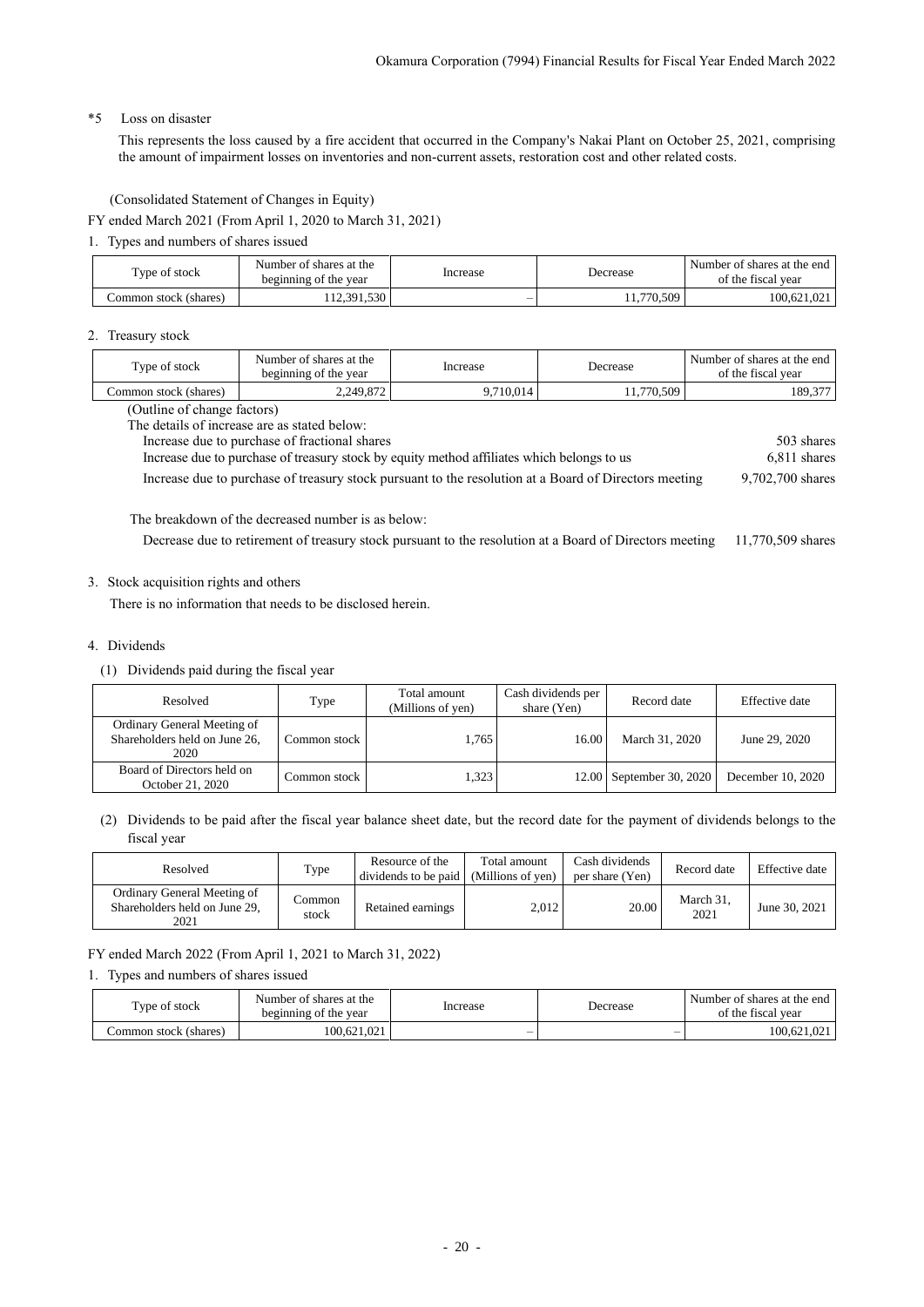*5 Loss on disaster

This represents the loss caused by a fire accident that occurred in the Company's Nakai Plant on October 25, 2021, comprising the amount of impairment losses on inventories and non-current assets, restoration cost and other related costs.

(Consolidated Statement of Changes in Equity)

FY ended March 2021 (From April 1, 2020 to March 31, 2021)

1. Types and numbers of shares issued

| Type of stock | Number of shares at the beginning of the year | Increase | Decrease | Number of shares at the end of the fiscal year |
|---|---|---|---|---|
| Common stock (shares) | 112,391,530 | – | 11,770,509 | 100,621,021 |

2. Treasury stock

| Type of stock | Number of shares at the beginning of the year | Increase | Decrease | Number of shares at the end of the fiscal year |
|---|---|---|---|---|
| Common stock (shares) | 2,249,872 | 9,710,014 | 11,770,509 | 189,377 |

(Outline of change factors)

The details of increase are as stated below:

Increase due to purchase of fractional shares 503 shares

Increase due to purchase of treasury stock by equity method affiliates which belongs to us 6,811 shares

Increase due to purchase of treasury stock pursuant to the resolution at a Board of Directors meeting 9,702,700 shares

The breakdown of the decreased number is as below:

Decrease due to retirement of treasury stock pursuant to the resolution at a Board of Directors meeting 11,770,509 shares

3. Stock acquisition rights and others

There is no information that needs to be disclosed herein.

4. Dividends

(1) Dividends paid during the fiscal year

| Resolved | Type | Total amount (Millions of yen) | Cash dividends per share (Yen) | Record date | Effective date |
|---|---|---|---|---|---|
| Ordinary General Meeting of Shareholders held on June 26, 2020 | Common stock | 1,765 | 16.00 | March 31, 2020 | June 29, 2020 |
| Board of Directors held on October 21, 2020 | Common stock | 1,323 | 12.00 | September 30, 2020 | December 10, 2020 |

(2) Dividends to be paid after the fiscal year balance sheet date, but the record date for the payment of dividends belongs to the fiscal year

| Resolved | Type | Resource of the dividends to be paid | Total amount (Millions of yen) | Cash dividends per share (Yen) | Record date | Effective date |
|---|---|---|---|---|---|---|
| Ordinary General Meeting of Shareholders held on June 29, 2021 | Common stock | Retained earnings | 2,012 | 20.00 | March 31, 2021 | June 30, 2021 |

FY ended March 2022 (From April 1, 2021 to March 31, 2022)

1. Types and numbers of shares issued

| Type of stock | Number of shares at the beginning of the year | Increase | Decrease | Number of shares at the end of the fiscal year |
|---|---|---|---|---|
| Common stock (shares) | 100,621,021 | – | – | 100,621,021 |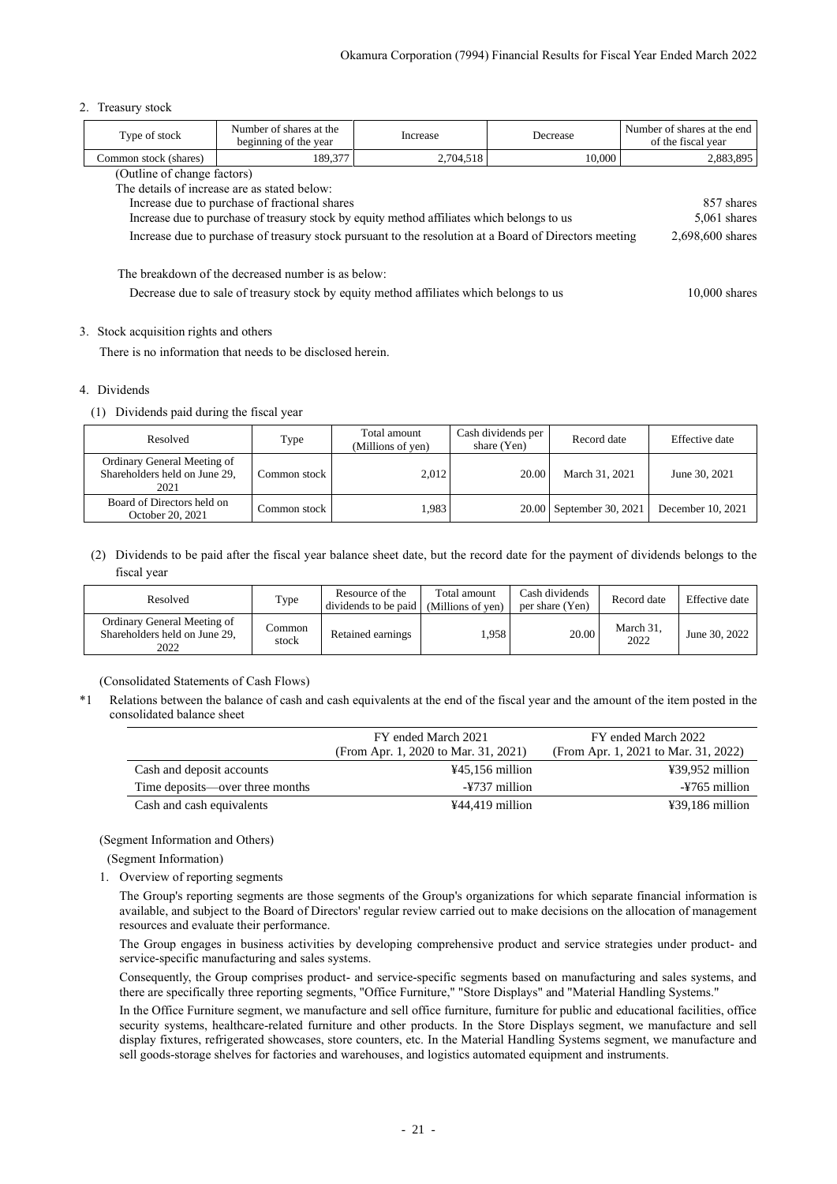2. Treasury stock

| Type of stock | Number of shares at the beginning of the year | Increase | Decrease | Number of shares at the end of the fiscal year |
|---|---|---|---|---|
| Common stock (shares) | 189,377 | 2,704,518 | 10,000 | 2,883,895 |

(Outline of change factors)

The details of increase are as stated below:

| | |
|---|---|
| Increase due to purchase of fractional shares | 857 shares |
| Increase due to purchase of treasury stock by equity method affiliates which belongs to us | 5,061 shares |
| Increase due to purchase of treasury stock pursuant to the resolution at a Board of Directors meeting | 2,698,600 shares |

The breakdown of the decreased number is as below:

| | |
|---|---|
| Decrease due to sale of treasury stock by equity method affiliates which belongs to us | 10,000 shares |

3. Stock acquisition rights and others

There is no information that needs to be disclosed herein.

4. Dividends

(1) Dividends paid during the fiscal year

| Resolved | Type | Total amount (Millions of yen) | Cash dividends per share (Yen) | Record date | Effective date |
|---|---|---|---|---|---|
| Ordinary General Meeting of Shareholders held on June 29, 2021 | Common stock | 2,012 | 20.00 | March 31, 2021 | June 30, 2021 |
| Board of Directors held on October 20, 2021 | Common stock | 1,983 | 20.00 | September 30, 2021 | December 10, 2021 |

(2) Dividends to be paid after the fiscal year balance sheet date, but the record date for the payment of dividends belongs to the fiscal year

| Resolved | Type | Resource of the dividends to be paid | Total amount (Millions of yen) | Cash dividends per share (Yen) | Record date | Effective date |
|---|---|---|---|---|---|---|
| Ordinary General Meeting of Shareholders held on June 29, 2022 | Common stock | Retained earnings | 1,958 | 20.00 | March 31, 2022 | June 30, 2022 |

(Consolidated Statements of Cash Flows)

*1 Relations between the balance of cash and cash equivalents at the end of the fiscal year and the amount of the item posted in the consolidated balance sheet

| | FY ended March 2021 (From Apr. 1, 2020 to Mar. 31, 2021) | FY ended March 2022 (From Apr. 1, 2021 to Mar. 31, 2022) |
|---|---|---|
| Cash and deposit accounts | ¥45,156 million | ¥39,952 million |
| Time deposits—over three months | -¥737 million | -¥765 million |
| Cash and cash equivalents | ¥44,419 million | ¥39,186 million |

(Segment Information and Others)

(Segment Information)

1. Overview of reporting segments

The Group's reporting segments are those segments of the Group's organizations for which separate financial information is available, and subject to the Board of Directors' regular review carried out to make decisions on the allocation of management resources and evaluate their performance.

The Group engages in business activities by developing comprehensive product and service strategies under product- and service-specific manufacturing and sales systems.

Consequently, the Group comprises product- and service-specific segments based on manufacturing and sales systems, and there are specifically three reporting segments, "Office Furniture," "Store Displays" and "Material Handling Systems."

In the Office Furniture segment, we manufacture and sell office furniture, furniture for public and educational facilities, office security systems, healthcare-related furniture and other products. In the Store Displays segment, we manufacture and sell display fixtures, refrigerated showcases, store counters, etc. In the Material Handling Systems segment, we manufacture and sell goods-storage shelves for factories and warehouses, and logistics automated equipment and instruments.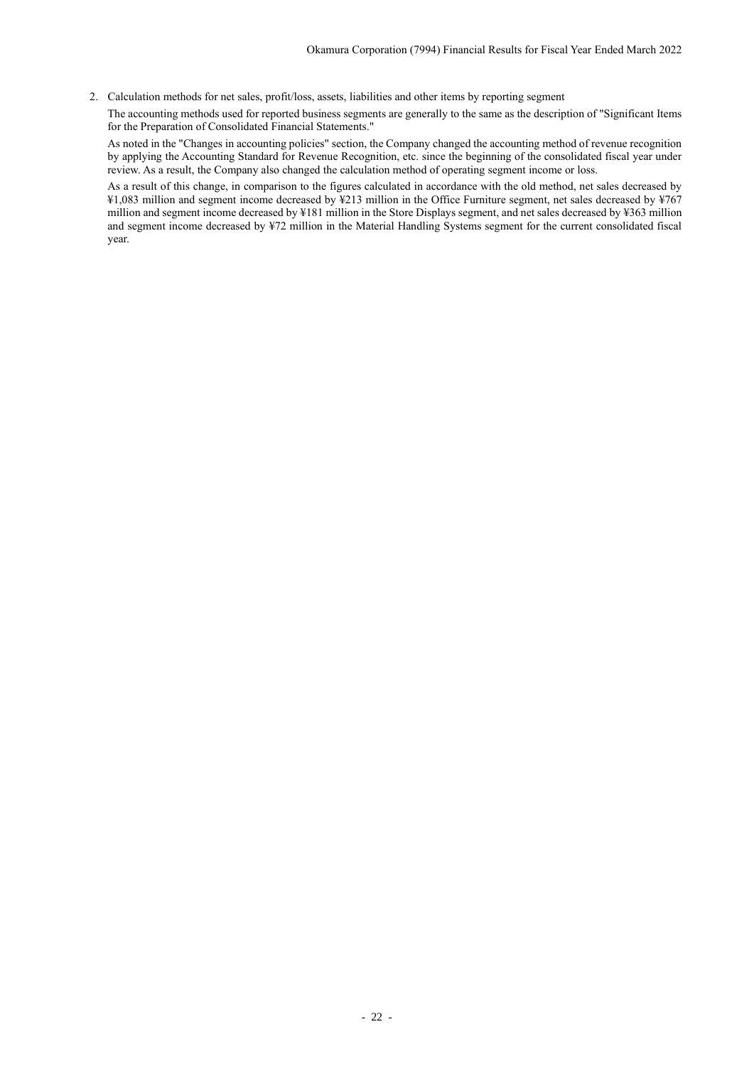2. Calculation methods for net sales, profit/loss, assets, liabilities and other items by reporting segment

The accounting methods used for reported business segments are generally to the same as the description of "Significant Items for the Preparation of Consolidated Financial Statements."

As noted in the "Changes in accounting policies" section, the Company changed the accounting method of revenue recognition by applying the Accounting Standard for Revenue Recognition, etc. since the beginning of the consolidated fiscal year under review. As a result, the Company also changed the calculation method of operating segment income or loss.

As a result of this change, in comparison to the figures calculated in accordance with the old method, net sales decreased by ¥1,083 million and segment income decreased by ¥213 million in the Office Furniture segment, net sales decreased by ¥767 million and segment income decreased by ¥181 million in the Store Displays segment, and net sales decreased by ¥363 million and segment income decreased by ¥72 million in the Material Handling Systems segment for the current consolidated fiscal year.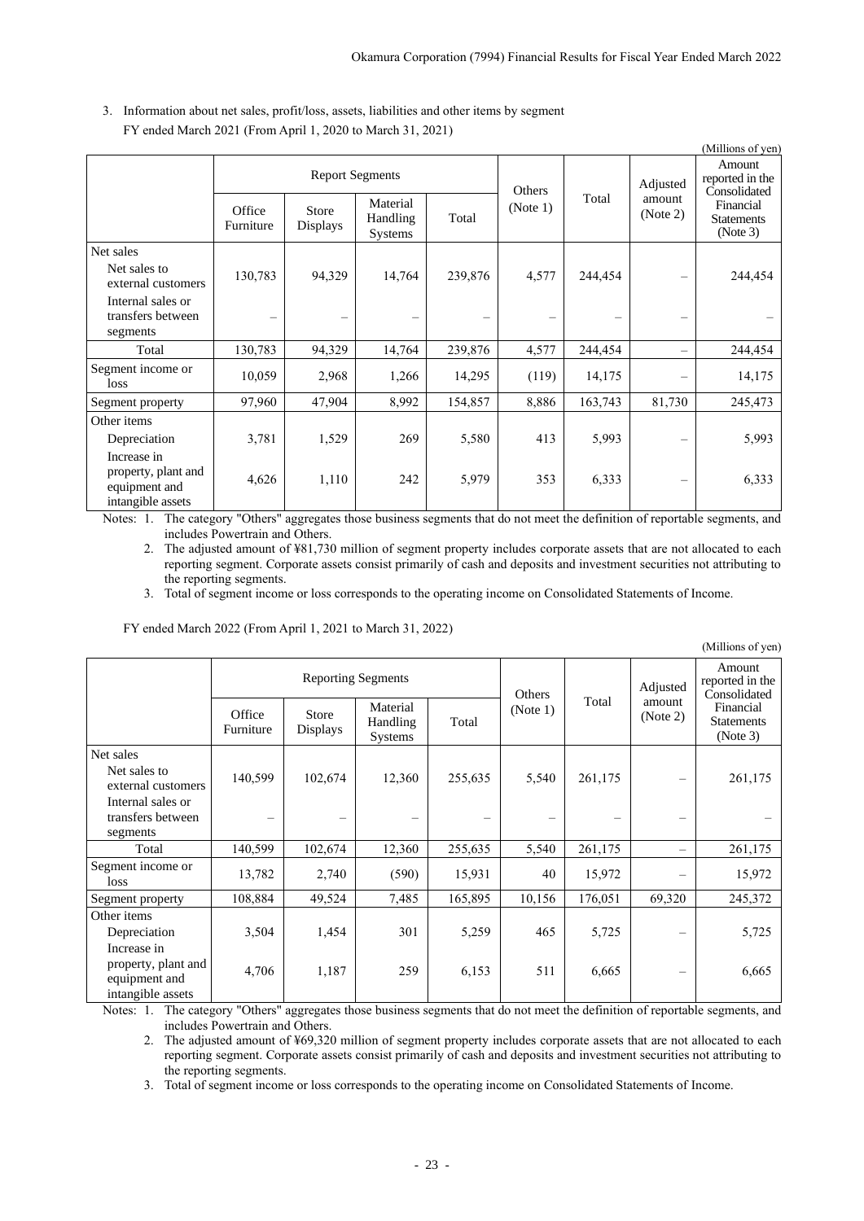3. Information about net sales, profit/loss, assets, liabilities and other items by segment

FY ended March 2021 (From April 1, 2020 to March 31, 2021)

(Millions of yen)

| | Report Segments | | | | Others (Note 1) | Total | Adjusted amount (Note 2) | Amount reported in the Consolidated Financial Statements (Note 3) |
|---|---|---|---|---|---|---|---|---|
| | Office Furniture | Store Displays | Material Handling Systems | Total | | | | |
| Net sales | | | | | | | | |
| Net sales to external customers | 130,783 | 94,329 | 14,764 | 239,876 | 4,577 | 244,454 | – | 244,454 |
| Internal sales or transfers between segments | – | – | – | – | – | – | – | – |
| Total | 130,783 | 94,329 | 14,764 | 239,876 | 4,577 | 244,454 | – | 244,454 |
| Segment income or loss | 10,059 | 2,968 | 1,266 | 14,295 | (119) | 14,175 | – | 14,175 |
| Segment property | 97,960 | 47,904 | 8,992 | 154,857 | 8,886 | 163,743 | 81,730 | 245,473 |
| Other items | | | | | | | | |
| Depreciation | 3,781 | 1,529 | 269 | 5,580 | 413 | 5,993 | – | 5,993 |
| Increase in property, plant and equipment and intangible assets | 4,626 | 1,110 | 242 | 5,979 | 353 | 6,333 | – | 6,333 |

Notes: 1. The category "Others" aggregates those business segments that do not meet the definition of reportable segments, and includes Powertrain and Others.

2. The adjusted amount of ¥81,730 million of segment property includes corporate assets that are not allocated to each reporting segment. Corporate assets consist primarily of cash and deposits and investment securities not attributing to the reporting segments.

3. Total of segment income or loss corresponds to the operating income on Consolidated Statements of Income.

FY ended March 2022 (From April 1, 2021 to March 31, 2022)

(Millions of yen)

| | Reporting Segments | | | | Others (Note 1) | Total | Adjusted amount (Note 2) | Amount reported in the Consolidated Financial Statements (Note 3) |
|---|---|---|---|---|---|---|---|---|
| | Office Furniture | Store Displays | Material Handling Systems | Total | | | | |
| Net sales | | | | | | | | |
| Net sales to external customers | 140,599 | 102,674 | 12,360 | 255,635 | 5,540 | 261,175 | – | 261,175 |
| Internal sales or transfers between segments | – | – | – | – | – | – | – | – |
| Total | 140,599 | 102,674 | 12,360 | 255,635 | 5,540 | 261,175 | – | 261,175 |
| Segment income or loss | 13,782 | 2,740 | (590) | 15,931 | 40 | 15,972 | – | 15,972 |
| Segment property | 108,884 | 49,524 | 7,485 | 165,895 | 10,156 | 176,051 | 69,320 | 245,372 |
| Other items | | | | | | | | |
| Depreciation | 3,504 | 1,454 | 301 | 5,259 | 465 | 5,725 | – | 5,725 |
| Increase in property, plant and equipment and intangible assets | 4,706 | 1,187 | 259 | 6,153 | 511 | 6,665 | – | 6,665 |

Notes: 1. The category "Others" aggregates those business segments that do not meet the definition of reportable segments, and includes Powertrain and Others.

2. The adjusted amount of ¥69,320 million of segment property includes corporate assets that are not allocated to each reporting segment. Corporate assets consist primarily of cash and deposits and investment securities not attributing to the reporting segments.

3. Total of segment income or loss corresponds to the operating income on Consolidated Statements of Income.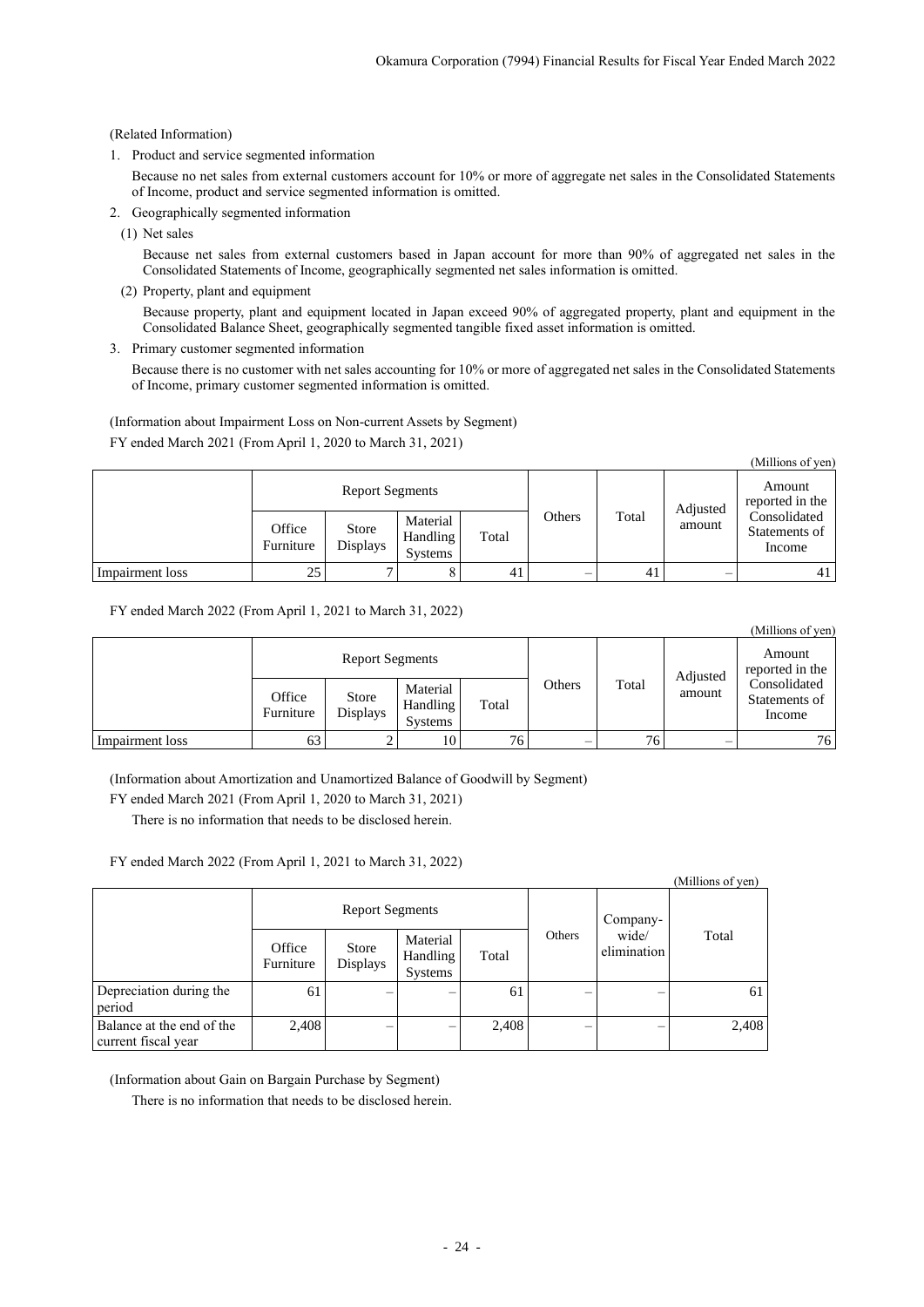(Related Information)

1. Product and service segmented information

   Because no net sales from external customers account for 10% or more of aggregate net sales in the Consolidated Statements of Income, product and service segmented information is omitted.

2. Geographically segmented information

   (1) Net sales

   Because net sales from external customers based in Japan account for more than 90% of aggregated net sales in the Consolidated Statements of Income, geographically segmented net sales information is omitted.

   (2) Property, plant and equipment

   Because property, plant and equipment located in Japan exceed 90% of aggregated property, plant and equipment in the Consolidated Balance Sheet, geographically segmented tangible fixed asset information is omitted.

3. Primary customer segmented information

   Because there is no customer with net sales accounting for 10% or more of aggregated net sales in the Consolidated Statements of Income, primary customer segmented information is omitted.

(Information about Impairment Loss on Non-current Assets by Segment)

FY ended March 2021 (From April 1, 2020 to March 31, 2021)

(Millions of yen)

| | Report Segments | | | | Others | Total | Adjusted amount | Amount reported in the Consolidated Statements of Income |
|---|---|---|---|---|---|---|---|---|
| | Office Furniture | Store Displays | Material Handling Systems | Total | | | | |
| Impairment loss | 25 | 7 | 8 | 41 | – | 41 | – | 41 |

FY ended March 2022 (From April 1, 2021 to March 31, 2022)

(Millions of yen)

| | Report Segments | | | | Others | Total | Adjusted amount | Amount reported in the Consolidated Statements of Income |
|---|---|---|---|---|---|---|---|---|
| | Office Furniture | Store Displays | Material Handling Systems | Total | | | | |
| Impairment loss | 63 | 2 | 10 | 76 | – | 76 | – | 76 |

(Information about Amortization and Unamortized Balance of Goodwill by Segment)

FY ended March 2021 (From April 1, 2020 to March 31, 2021)

There is no information that needs to be disclosed herein.

FY ended March 2022 (From April 1, 2021 to March 31, 2022)

(Millions of yen)

| | Report Segments | | | | Others | Company-wide/ elimination | Total |
|---|---|---|---|---|---|---|---|
| | Office Furniture | Store Displays | Material Handling Systems | Total | | | |
| Depreciation during the period | 61 | – | – | 61 | – | – | 61 |
| Balance at the end of the current fiscal year | 2,408 | – | – | 2,408 | – | – | 2,408 |

(Information about Gain on Bargain Purchase by Segment)

There is no information that needs to be disclosed herein.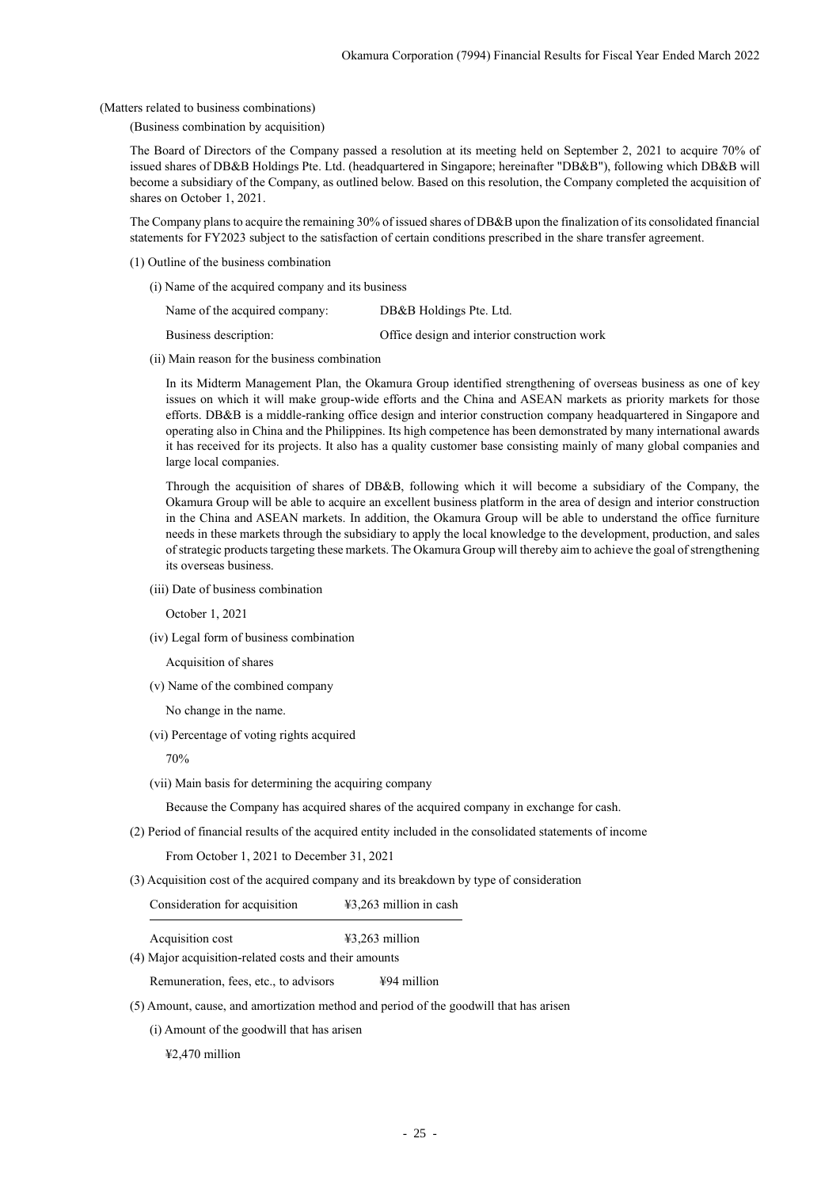(Matters related to business combinations)

(Business combination by acquisition)

The Board of Directors of the Company passed a resolution at its meeting held on September 2, 2021 to acquire 70% of issued shares of DB&B Holdings Pte. Ltd. (headquartered in Singapore; hereinafter "DB&B"), following which DB&B will become a subsidiary of the Company, as outlined below. Based on this resolution, the Company completed the acquisition of shares on October 1, 2021.

The Company plans to acquire the remaining 30% of issued shares of DB&B upon the finalization of its consolidated financial statements for FY2023 subject to the satisfaction of certain conditions prescribed in the share transfer agreement.

(1) Outline of the business combination

(i) Name of the acquired company and its business

| | |
|---|---|
| Name of the acquired company: | DB&B Holdings Pte. Ltd. |
| Business description: | Office design and interior construction work |

(ii) Main reason for the business combination

In its Midterm Management Plan, the Okamura Group identified strengthening of overseas business as one of key issues on which it will make group-wide efforts and the China and ASEAN markets as priority markets for those efforts. DB&B is a middle-ranking office design and interior construction company headquartered in Singapore and operating also in China and the Philippines. Its high competence has been demonstrated by many international awards it has received for its projects. It also has a quality customer base consisting mainly of many global companies and large local companies.

Through the acquisition of shares of DB&B, following which it will become a subsidiary of the Company, the Okamura Group will be able to acquire an excellent business platform in the area of design and interior construction in the China and ASEAN markets. In addition, the Okamura Group will be able to understand the office furniture needs in these markets through the subsidiary to apply the local knowledge to the development, production, and sales of strategic products targeting these markets. The Okamura Group will thereby aim to achieve the goal of strengthening its overseas business.

(iii) Date of business combination

October 1, 2021

(iv) Legal form of business combination

Acquisition of shares

(v) Name of the combined company

No change in the name.

(vi) Percentage of voting rights acquired

70%

(vii) Main basis for determining the acquiring company

Because the Company has acquired shares of the acquired company in exchange for cash.

(2) Period of financial results of the acquired entity included in the consolidated statements of income

From October 1, 2021 to December 31, 2021

(3) Acquisition cost of the acquired company and its breakdown by type of consideration

| | |
|---|---|
| Consideration for acquisition | ¥3,263 million in cash |
| Acquisition cost | ¥3,263 million |

(4) Major acquisition-related costs and their amounts

Remuneration, fees, etc., to advisors ¥94 million

(5) Amount, cause, and amortization method and period of the goodwill that has arisen

(i) Amount of the goodwill that has arisen

¥2,470 million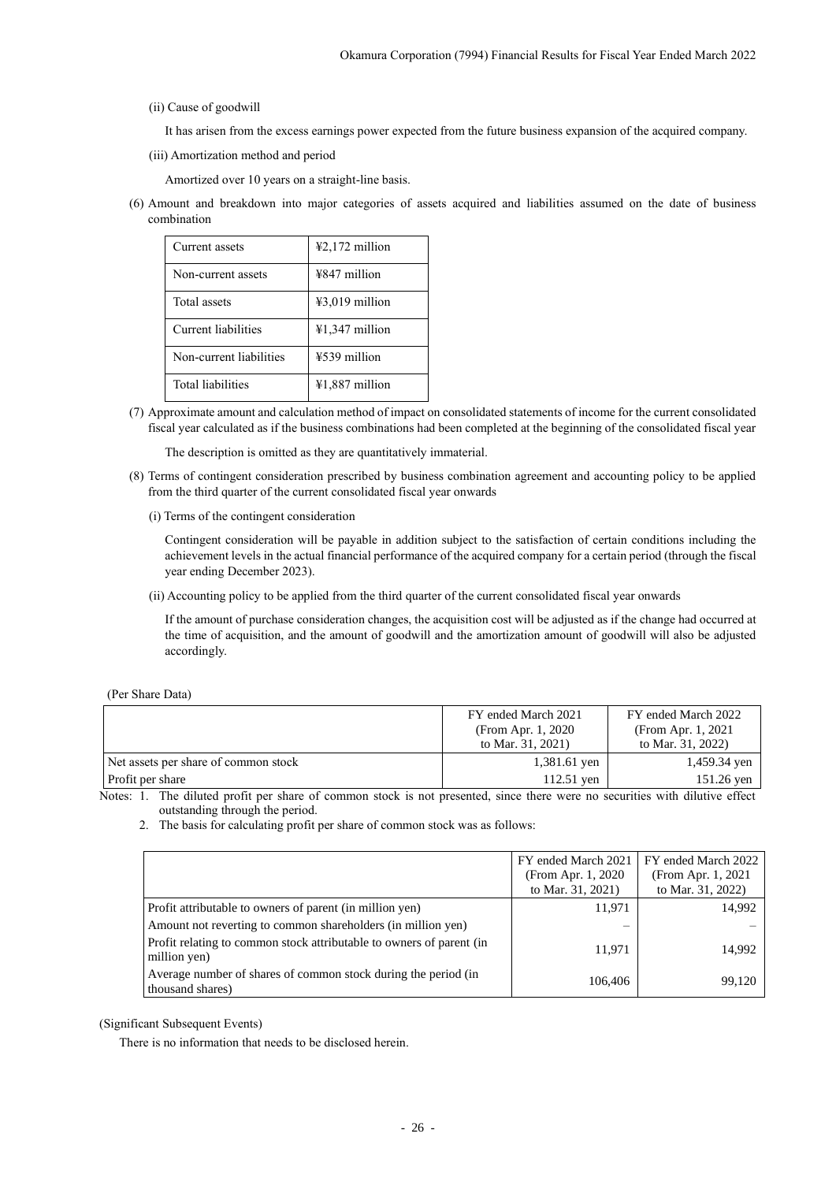(ii) Cause of goodwill

It has arisen from the excess earnings power expected from the future business expansion of the acquired company.

(iii) Amortization method and period

Amortized over 10 years on a straight-line basis.

(6) Amount and breakdown into major categories of assets acquired and liabilities assumed on the date of business combination

| | |
|---|---|
| Current assets | ¥2,172 million |
| Non-current assets | ¥847 million |
| Total assets | ¥3,019 million |
| Current liabilities | ¥1,347 million |
| Non-current liabilities | ¥539 million |
| Total liabilities | ¥1,887 million |

(7) Approximate amount and calculation method of impact on consolidated statements of income for the current consolidated fiscal year calculated as if the business combinations had been completed at the beginning of the consolidated fiscal year

The description is omitted as they are quantitatively immaterial.

(8) Terms of contingent consideration prescribed by business combination agreement and accounting policy to be applied from the third quarter of the current consolidated fiscal year onwards

(i) Terms of the contingent consideration

Contingent consideration will be payable in addition subject to the satisfaction of certain conditions including the achievement levels in the actual financial performance of the acquired company for a certain period (through the fiscal year ending December 2023).

(ii) Accounting policy to be applied from the third quarter of the current consolidated fiscal year onwards

If the amount of purchase consideration changes, the acquisition cost will be adjusted as if the change had occurred at the time of acquisition, and the amount of goodwill and the amortization amount of goodwill will also be adjusted accordingly.

(Per Share Data)

| | FY ended March 2021 (From Apr. 1, 2020 to Mar. 31, 2021) | FY ended March 2022 (From Apr. 1, 2021 to Mar. 31, 2022) |
|---|---|---|
| Net assets per share of common stock | 1,381.61 yen | 1,459.34 yen |
| Profit per share | 112.51 yen | 151.26 yen |

Notes: 1. The diluted profit per share of common stock is not presented, since there were no securities with dilutive effect outstanding through the period.

2. The basis for calculating profit per share of common stock was as follows:

| | FY ended March 2021 (From Apr. 1, 2020 to Mar. 31, 2021) | FY ended March 2022 (From Apr. 1, 2021 to Mar. 31, 2022) |
|---|---|---|
| Profit attributable to owners of parent (in million yen) | 11,971 | 14,992 |
| Amount not reverting to common shareholders (in million yen) | – | – |
| Profit relating to common stock attributable to owners of parent (in million yen) | 11,971 | 14,992 |
| Average number of shares of common stock during the period (in thousand shares) | 106,406 | 99,120 |

(Significant Subsequent Events)

There is no information that needs to be disclosed herein.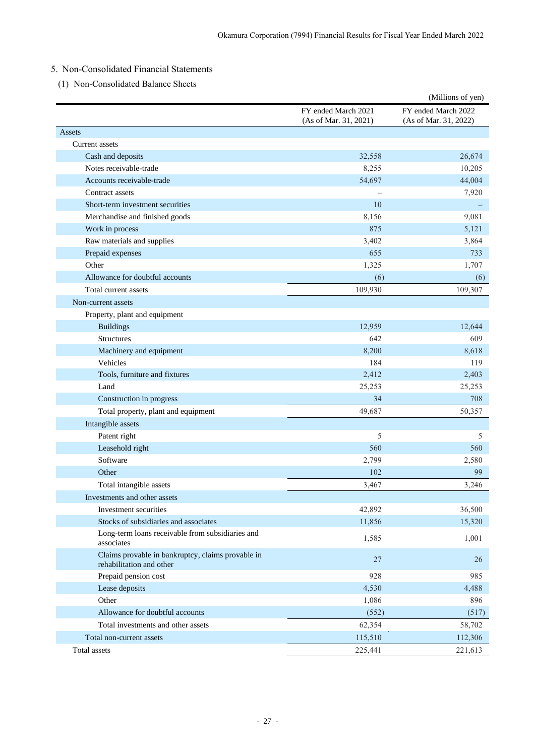## 5. Non-Consolidated Financial Statements

### (1) Non-Consolidated Balance Sheets

(Millions of yen)

| | FY ended March 2021 (As of Mar. 31, 2021) | FY ended March 2022 (As of Mar. 31, 2022) |
|---|---|---|
| Assets | | |
| Current assets | | |
| Cash and deposits | 32,558 | 26,674 |
| Notes receivable-trade | 8,255 | 10,205 |
| Accounts receivable-trade | 54,697 | 44,004 |
| Contract assets | – | 7,920 |
| Short-term investment securities | 10 | – |
| Merchandise and finished goods | 8,156 | 9,081 |
| Work in process | 875 | 5,121 |
| Raw materials and supplies | 3,402 | 3,864 |
| Prepaid expenses | 655 | 733 |
| Other | 1,325 | 1,707 |
| Allowance for doubtful accounts | (6) | (6) |
| Total current assets | 109,930 | 109,307 |
| Non-current assets | | |
| Property, plant and equipment | | |
| Buildings | 12,959 | 12,644 |
| Structures | 642 | 609 |
| Machinery and equipment | 8,200 | 8,618 |
| Vehicles | 184 | 119 |
| Tools, furniture and fixtures | 2,412 | 2,403 |
| Land | 25,253 | 25,253 |
| Construction in progress | 34 | 708 |
| Total property, plant and equipment | 49,687 | 50,357 |
| Intangible assets | | |
| Patent right | 5 | 5 |
| Leasehold right | 560 | 560 |
| Software | 2,799 | 2,580 |
| Other | 102 | 99 |
| Total intangible assets | 3,467 | 3,246 |
| Investments and other assets | | |
| Investment securities | 42,892 | 36,500 |
| Stocks of subsidiaries and associates | 11,856 | 15,320 |
| Long-term loans receivable from subsidiaries and associates | 1,585 | 1,001 |
| Claims provable in bankruptcy, claims provable in rehabilitation and other | 27 | 26 |
| Prepaid pension cost | 928 | 985 |
| Lease deposits | 4,530 | 4,488 |
| Other | 1,086 | 896 |
| Allowance for doubtful accounts | (552) | (517) |
| Total investments and other assets | 62,354 | 58,702 |
| Total non-current assets | 115,510 | 112,306 |
| Total assets | 225,441 | 221,613 |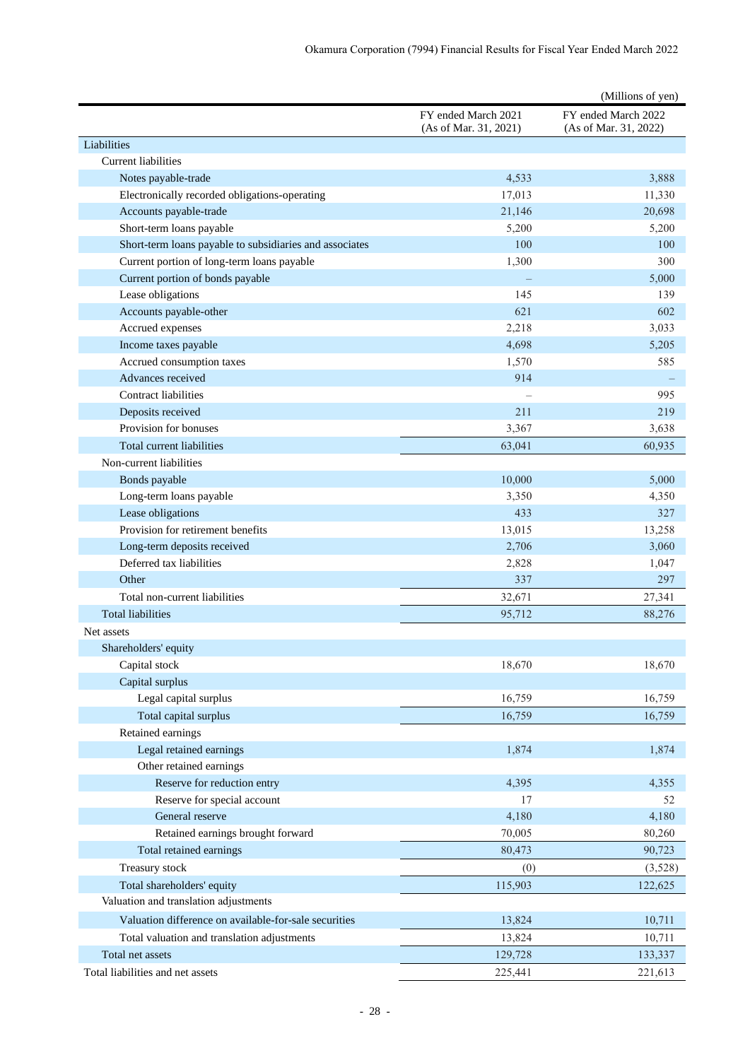(Millions of yen)

| | FY ended March 2021 (As of Mar. 31, 2021) | FY ended March 2022 (As of Mar. 31, 2022) |
|---|---|---|
| Liabilities | | |
| Current liabilities | | |
| Notes payable-trade | 4,533 | 3,888 |
| Electronically recorded obligations-operating | 17,013 | 11,330 |
| Accounts payable-trade | 21,146 | 20,698 |
| Short-term loans payable | 5,200 | 5,200 |
| Short-term loans payable to subsidiaries and associates | 100 | 100 |
| Current portion of long-term loans payable | 1,300 | 300 |
| Current portion of bonds payable | – | 5,000 |
| Lease obligations | 145 | 139 |
| Accounts payable-other | 621 | 602 |
| Accrued expenses | 2,218 | 3,033 |
| Income taxes payable | 4,698 | 5,205 |
| Accrued consumption taxes | 1,570 | 585 |
| Advances received | 914 | – |
| Contract liabilities | – | 995 |
| Deposits received | 211 | 219 |
| Provision for bonuses | 3,367 | 3,638 |
| Total current liabilities | 63,041 | 60,935 |
| Non-current liabilities | | |
| Bonds payable | 10,000 | 5,000 |
| Long-term loans payable | 3,350 | 4,350 |
| Lease obligations | 433 | 327 |
| Provision for retirement benefits | 13,015 | 13,258 |
| Long-term deposits received | 2,706 | 3,060 |
| Deferred tax liabilities | 2,828 | 1,047 |
| Other | 337 | 297 |
| Total non-current liabilities | 32,671 | 27,341 |
| Total liabilities | 95,712 | 88,276 |
| Net assets | | |
| Shareholders' equity | | |
| Capital stock | 18,670 | 18,670 |
| Capital surplus | | |
| Legal capital surplus | 16,759 | 16,759 |
| Total capital surplus | 16,759 | 16,759 |
| Retained earnings | | |
| Legal retained earnings | 1,874 | 1,874 |
| Other retained earnings | | |
| Reserve for reduction entry | 4,395 | 4,355 |
| Reserve for special account | 17 | 52 |
| General reserve | 4,180 | 4,180 |
| Retained earnings brought forward | 70,005 | 80,260 |
| Total retained earnings | 80,473 | 90,723 |
| Treasury stock | (0) | (3,528) |
| Total shareholders' equity | 115,903 | 122,625 |
| Valuation and translation adjustments | | |
| Valuation difference on available-for-sale securities | 13,824 | 10,711 |
| Total valuation and translation adjustments | 13,824 | 10,711 |
| Total net assets | 129,728 | 133,337 |
| Total liabilities and net assets | 225,441 | 221,613 |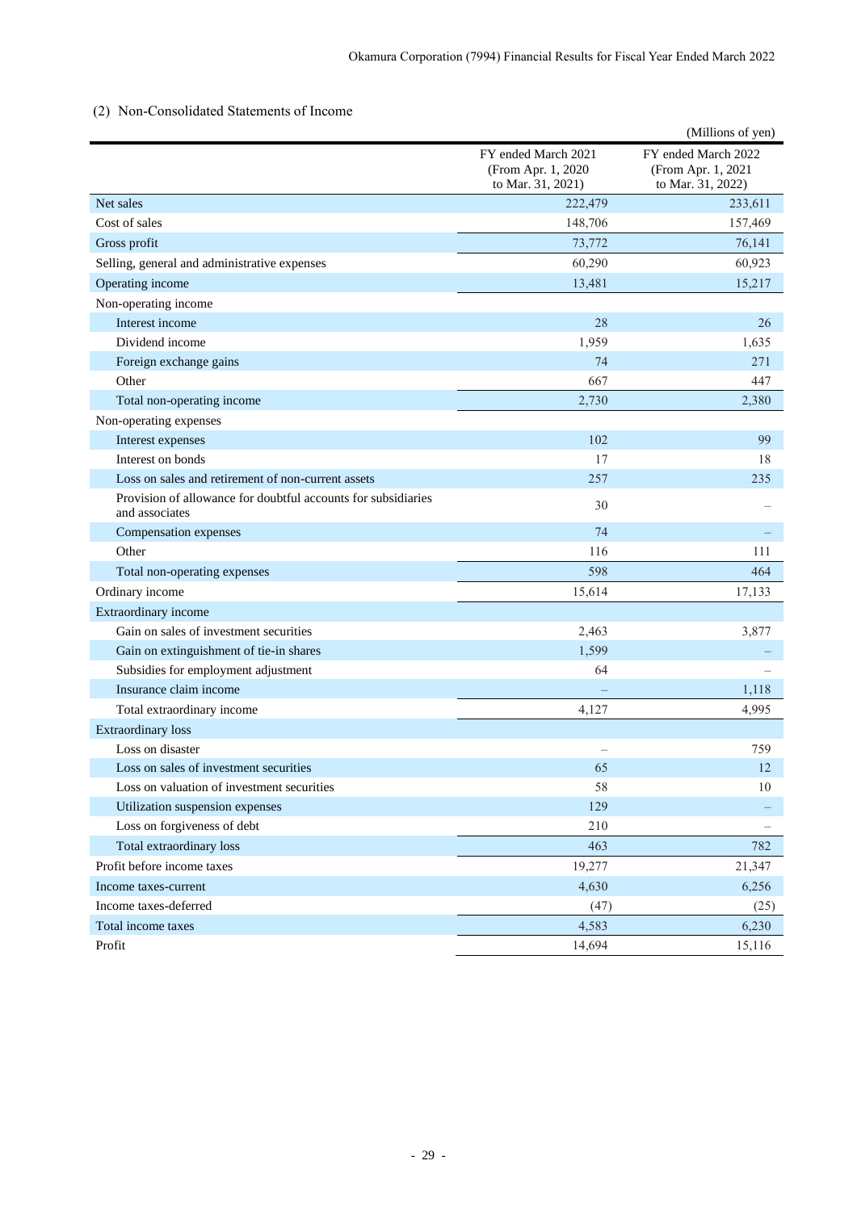## (2) Non-Consolidated Statements of Income

(Millions of yen)

| | FY ended March 2021 (From Apr. 1, 2020 to Mar. 31, 2021) | FY ended March 2022 (From Apr. 1, 2021 to Mar. 31, 2022) |
|---|---|---|
| Net sales | 222,479 | 233,611 |
| Cost of sales | 148,706 | 157,469 |
| Gross profit | 73,772 | 76,141 |
| Selling, general and administrative expenses | 60,290 | 60,923 |
| Operating income | 13,481 | 15,217 |
| Non-operating income | | |
| Interest income | 28 | 26 |
| Dividend income | 1,959 | 1,635 |
| Foreign exchange gains | 74 | 271 |
| Other | 667 | 447 |
| Total non-operating income | 2,730 | 2,380 |
| Non-operating expenses | | |
| Interest expenses | 102 | 99 |
| Interest on bonds | 17 | 18 |
| Loss on sales and retirement of non-current assets | 257 | 235 |
| Provision of allowance for doubtful accounts for subsidiaries and associates | 30 | – |
| Compensation expenses | 74 | – |
| Other | 116 | 111 |
| Total non-operating expenses | 598 | 464 |
| Ordinary income | 15,614 | 17,133 |
| Extraordinary income | | |
| Gain on sales of investment securities | 2,463 | 3,877 |
| Gain on extinguishment of tie-in shares | 1,599 | – |
| Subsidies for employment adjustment | 64 | – |
| Insurance claim income | – | 1,118 |
| Total extraordinary income | 4,127 | 4,995 |
| Extraordinary loss | | |
| Loss on disaster | – | 759 |
| Loss on sales of investment securities | 65 | 12 |
| Loss on valuation of investment securities | 58 | 10 |
| Utilization suspension expenses | 129 | – |
| Loss on forgiveness of debt | 210 | – |
| Total extraordinary loss | 463 | 782 |
| Profit before income taxes | 19,277 | 21,347 |
| Income taxes-current | 4,630 | 6,256 |
| Income taxes-deferred | (47) | (25) |
| Total income taxes | 4,583 | 6,230 |
| Profit | 14,694 | 15,116 |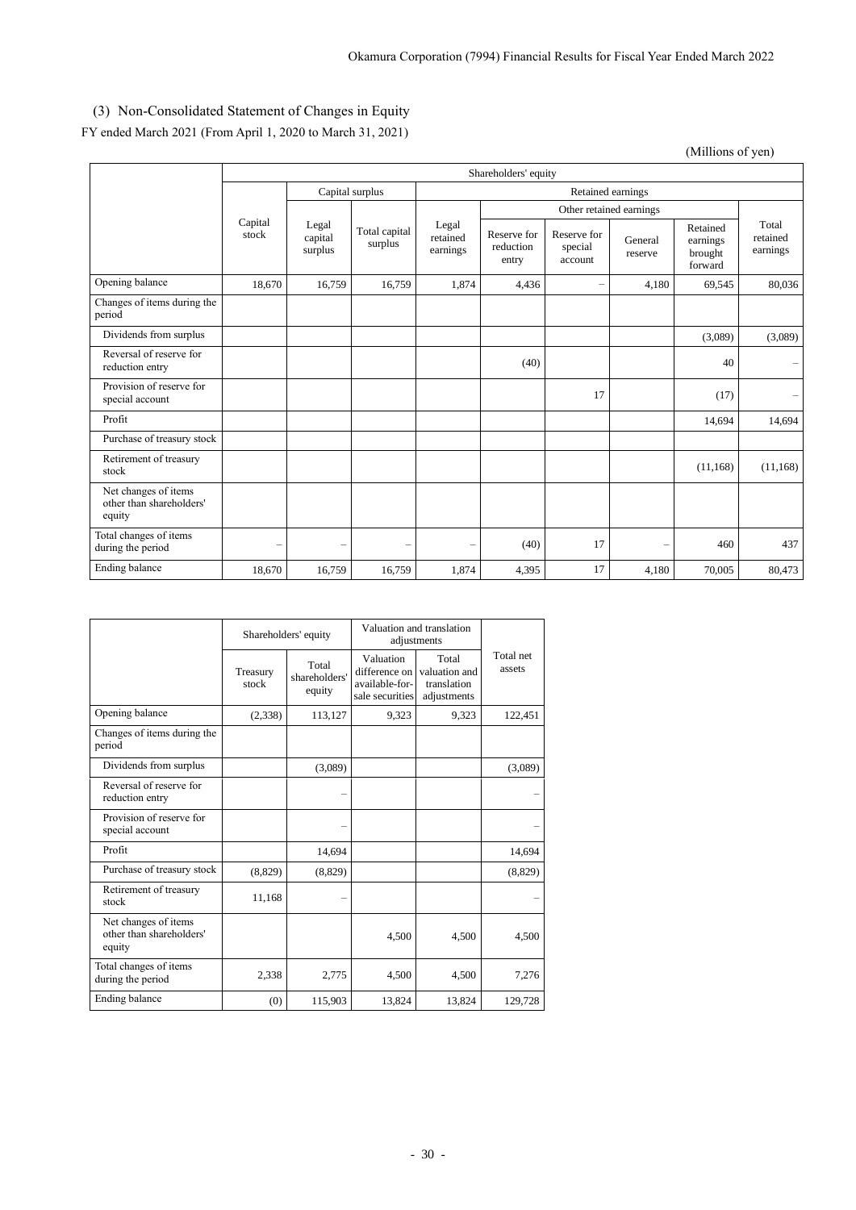### (3) Non-Consolidated Statement of Changes in Equity

FY ended March 2021 (From April 1, 2020 to March 31, 2021)

(Millions of yen)

| | Shareholders' equity | | | | | | | | |
|---|---|---|---|---|---|---|---|---|---|
| | | Capital surplus | | Retained earnings | | | | | |
| | | | | | Other retained earnings | | | | |
| | Capital stock | Legal capital surplus | Total capital surplus | Legal retained earnings | Reserve for reduction entry | Reserve for special account | General reserve | Retained earnings brought forward | Total retained earnings |
| Opening balance | 18,670 | 16,759 | 16,759 | 1,874 | 4,436 | – | 4,180 | 69,545 | 80,036 |
| Changes of items during the period | | | | | | | | | |
| Dividends from surplus | | | | | | | | (3,089) | (3,089) |
| Reversal of reserve for reduction entry | | | | | (40) | | | 40 | – |
| Provision of reserve for special account | | | | | | 17 | | (17) | – |
| Profit | | | | | | | | 14,694 | 14,694 |
| Purchase of treasury stock | | | | | | | | | |
| Retirement of treasury stock | | | | | | | | (11,168) | (11,168) |
| Net changes of items other than shareholders' equity | | | | | | | | | |
| Total changes of items during the period | – | – | – | – | (40) | 17 | – | 460 | 437 |
| Ending balance | 18,670 | 16,759 | 16,759 | 1,874 | 4,395 | 17 | 4,180 | 70,005 | 80,473 |

| | Shareholders' equity | | Valuation and translation adjustments | | Total net assets |
|---|---|---|---|---|---|
| | Treasury stock | Total shareholders' equity | Valuation difference on available-for-sale securities | Total valuation and translation adjustments | |
| Opening balance | (2,338) | 113,127 | 9,323 | 9,323 | 122,451 |
| Changes of items during the period | | | | | |
| Dividends from surplus | | (3,089) | | | (3,089) |
| Reversal of reserve for reduction entry | | – | | | – |
| Provision of reserve for special account | | – | | | – |
| Profit | | 14,694 | | | 14,694 |
| Purchase of treasury stock | (8,829) | (8,829) | | | (8,829) |
| Retirement of treasury stock | 11,168 | – | | | – |
| Net changes of items other than shareholders' equity | | | 4,500 | 4,500 | 4,500 |
| Total changes of items during the period | 2,338 | 2,775 | 4,500 | 4,500 | 7,276 |
| Ending balance | (0) | 115,903 | 13,824 | 13,824 | 129,728 |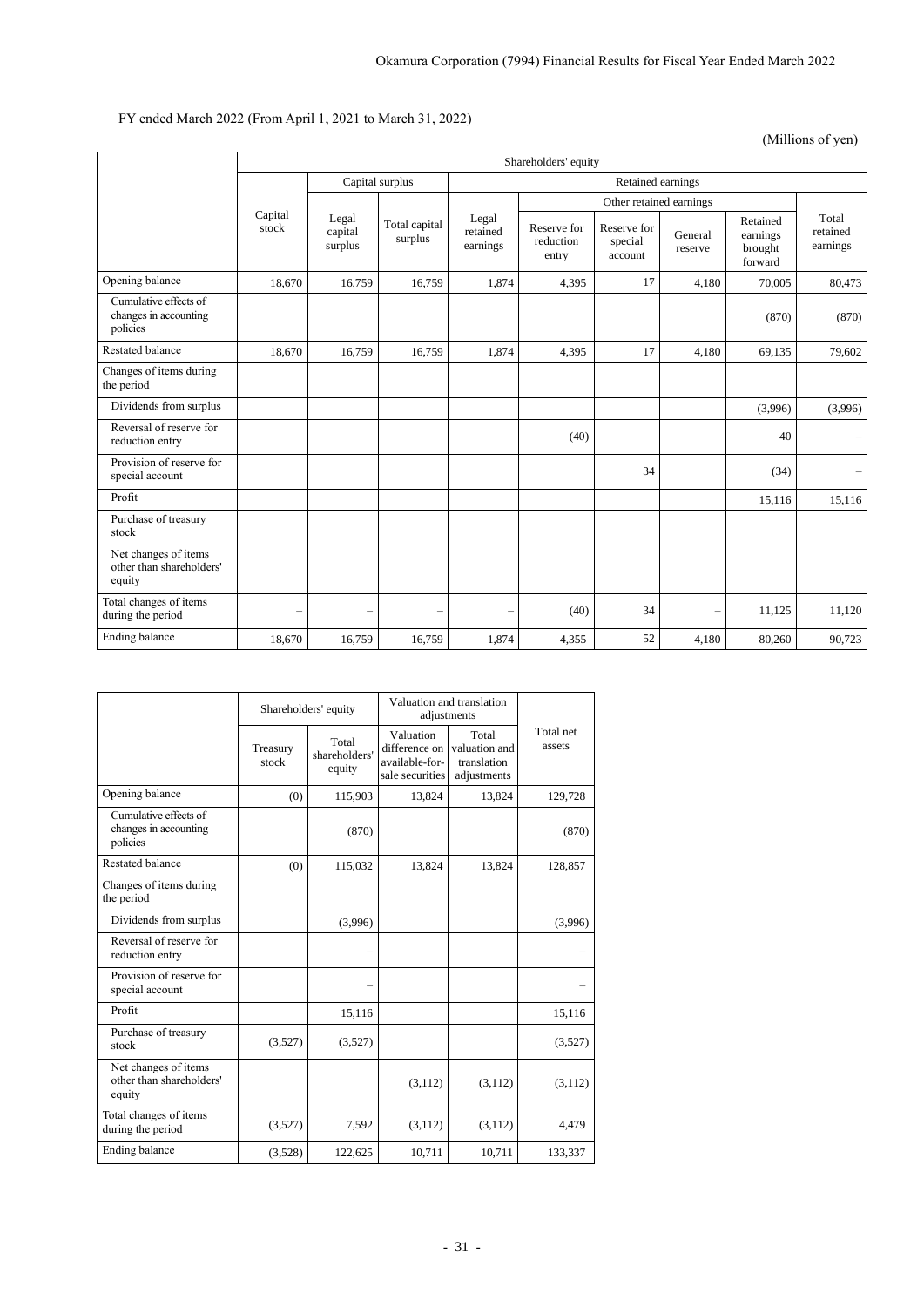FY ended March 2022 (From April 1, 2021 to March 31, 2022)

(Millions of yen)

| | Shareholders' equity | | | | | | | | |
|---|---|---|---|---|---|---|---|---|---|
| | | Capital surplus | | Retained earnings | | | | | |
| | | | | | Other retained earnings | | | | |
| | Capital stock | Legal capital surplus | Total capital surplus | Legal retained earnings | Reserve for reduction entry | Reserve for special account | General reserve | Retained earnings brought forward | Total retained earnings |
| Opening balance | 18,670 | 16,759 | 16,759 | 1,874 | 4,395 | 17 | 4,180 | 70,005 | 80,473 |
| Cumulative effects of changes in accounting policies | | | | | | | | (870) | (870) |
| Restated balance | 18,670 | 16,759 | 16,759 | 1,874 | 4,395 | 17 | 4,180 | 69,135 | 79,602 |
| Changes of items during the period | | | | | | | | | |
| Dividends from surplus | | | | | | | | (3,996) | (3,996) |
| Reversal of reserve for reduction entry | | | | | (40) | | | 40 | – |
| Provision of reserve for special account | | | | | | 34 | | (34) | – |
| Profit | | | | | | | | 15,116 | 15,116 |
| Purchase of treasury stock | | | | | | | | | |
| Net changes of items other than shareholders' equity | | | | | | | | | |
| Total changes of items during the period | – | – | – | – | (40) | 34 | – | 11,125 | 11,120 |
| Ending balance | 18,670 | 16,759 | 16,759 | 1,874 | 4,355 | 52 | 4,180 | 80,260 | 90,723 |

| | Shareholders' equity | | Valuation and translation adjustments | | |
|---|---|---|---|---|---|
| | Treasury stock | Total shareholders' equity | Valuation difference on available-for-sale securities | Total valuation and translation adjustments | Total net assets |
| Opening balance | (0) | 115,903 | 13,824 | 13,824 | 129,728 |
| Cumulative effects of changes in accounting policies | | (870) | | | (870) |
| Restated balance | (0) | 115,032 | 13,824 | 13,824 | 128,857 |
| Changes of items during the period | | | | | |
| Dividends from surplus | | (3,996) | | | (3,996) |
| Reversal of reserve for reduction entry | | – | | | – |
| Provision of reserve for special account | | – | | | – |
| Profit | | 15,116 | | | 15,116 |
| Purchase of treasury stock | (3,527) | (3,527) | | | (3,527) |
| Net changes of items other than shareholders' equity | | | (3,112) | (3,112) | (3,112) |
| Total changes of items during the period | (3,527) | 7,592 | (3,112) | (3,112) | 4,479 |
| Ending balance | (3,528) | 122,625 | 10,711 | 10,711 | 133,337 |